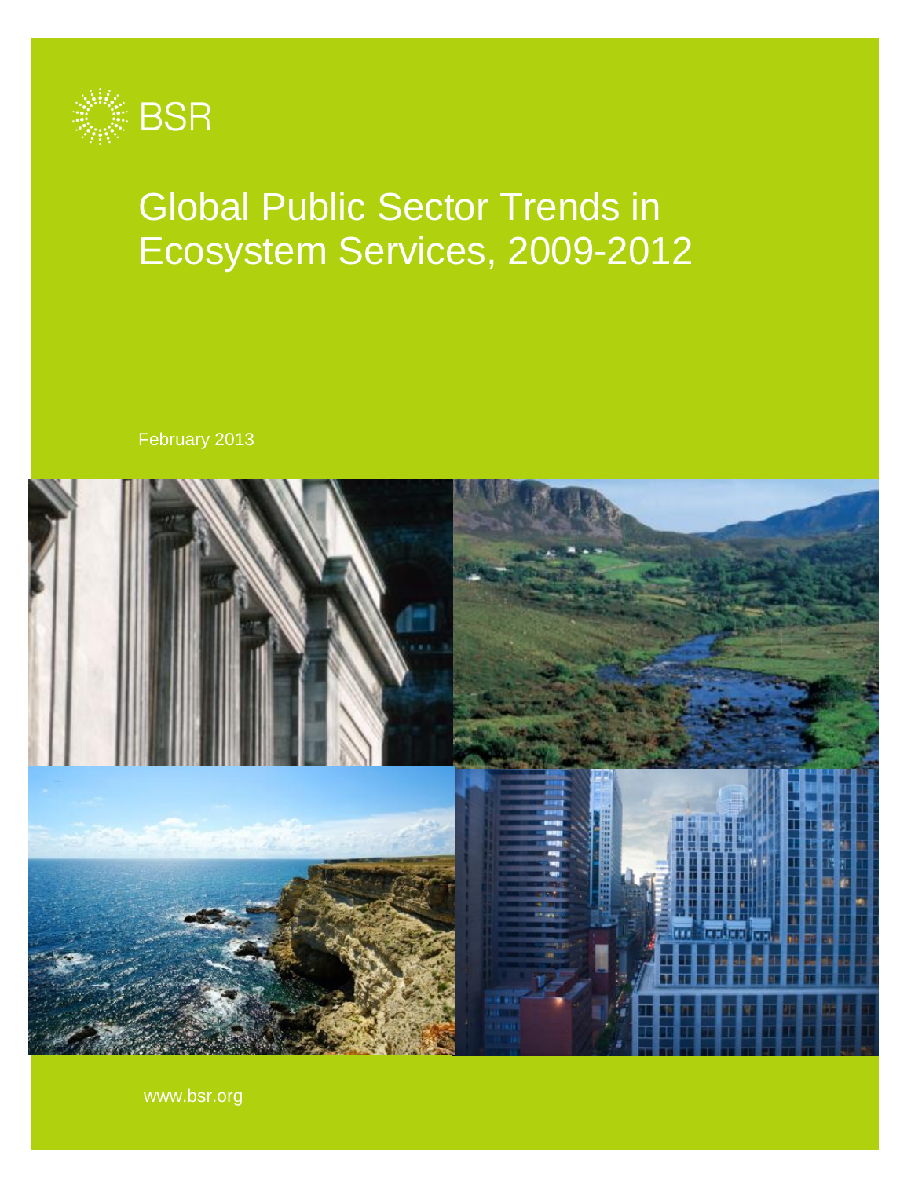BSR

# Global Public Sector Trends in Ecosystem Services, 2009-2012

February 2013

www.bsr.org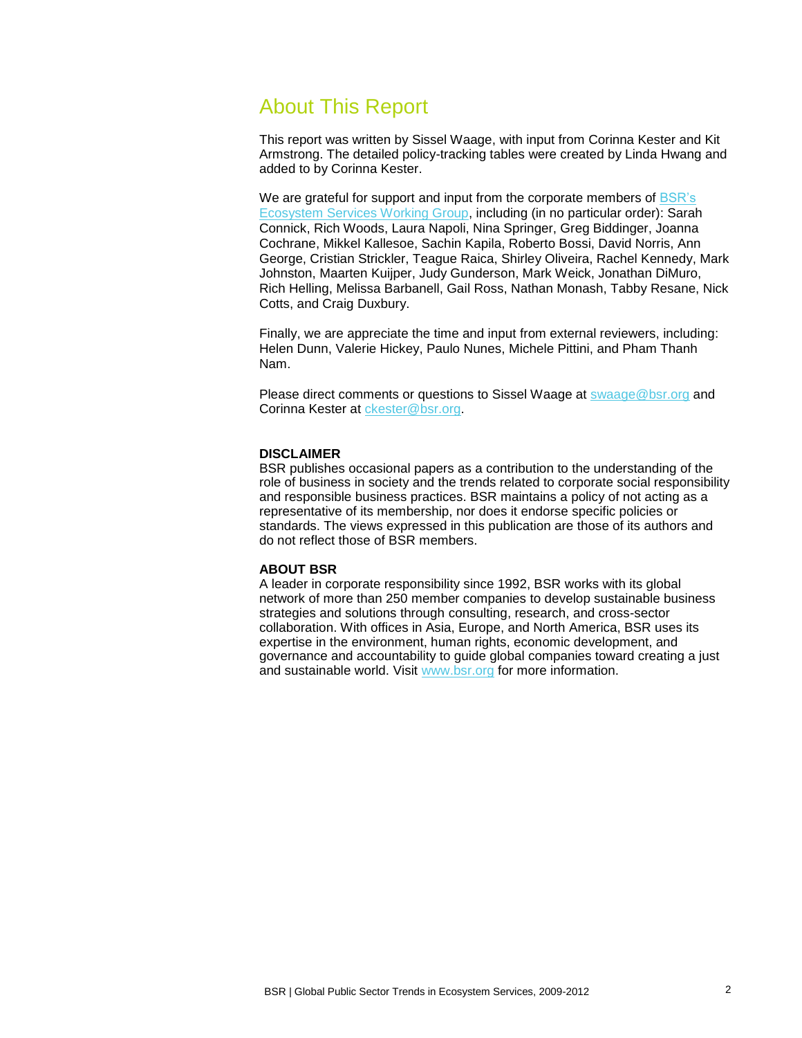# About This Report

This report was written by Sissel Waage, with input from Corinna Kester and Kit Armstrong. The detailed policy-tracking tables were created by Linda Hwang and added to by Corinna Kester.

We are grateful for support and input from the corporate members of BSR's Ecosystem Services Working Group, including (in no particular order): Sarah Connick, Rich Woods, Laura Napoli, Nina Springer, Greg Biddinger, Joanna Cochrane, Mikkel Kallesoe, Sachin Kapila, Roberto Bossi, David Norris, Ann George, Cristian Strickler, Teague Raica, Shirley Oliveira, Rachel Kennedy, Mark Johnston, Maarten Kuijper, Judy Gunderson, Mark Weick, Jonathan DiMuro, Rich Helling, Melissa Barbanell, Gail Ross, Nathan Monash, Tabby Resane, Nick Cotts, and Craig Duxbury.

Finally, we are appreciate the time and input from external reviewers, including: Helen Dunn, Valerie Hickey, Paulo Nunes, Michele Pittini, and Pham Thanh Nam.

Please direct comments or questions to Sissel Waage at swaage@bsr.org and Corinna Kester at ckester@bsr.org.

**DISCLAIMER**
BSR publishes occasional papers as a contribution to the understanding of the role of business in society and the trends related to corporate social responsibility and responsible business practices. BSR maintains a policy of not acting as a representative of its membership, nor does it endorse specific policies or standards. The views expressed in this publication are those of its authors and do not reflect those of BSR members.

**ABOUT BSR**
A leader in corporate responsibility since 1992, BSR works with its global network of more than 250 member companies to develop sustainable business strategies and solutions through consulting, research, and cross-sector collaboration. With offices in Asia, Europe, and North America, BSR uses its expertise in the environment, human rights, economic development, and governance and accountability to guide global companies toward creating a just and sustainable world. Visit www.bsr.org for more information.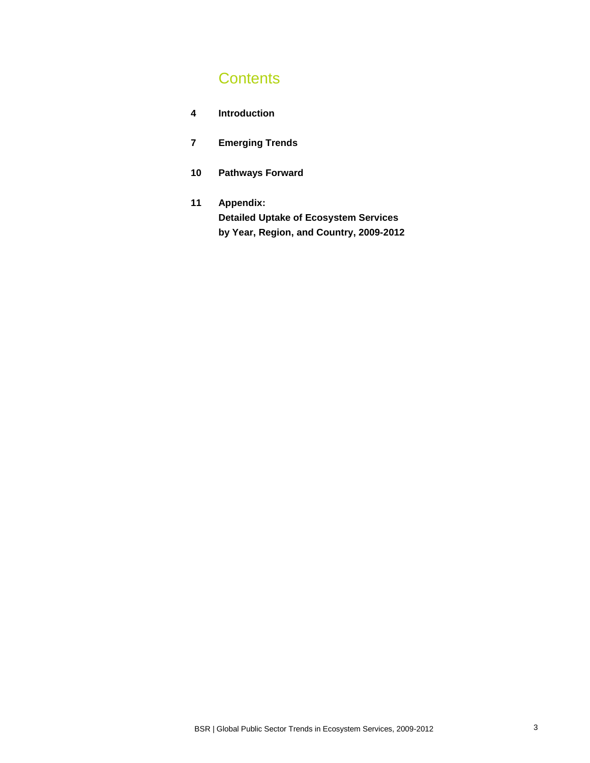# Contents

**4** **Introduction**

**7** **Emerging Trends**

**10** **Pathways Forward**

**11** **Appendix:**
**Detailed Uptake of Ecosystem Services by Year, Region, and Country, 2009-2012**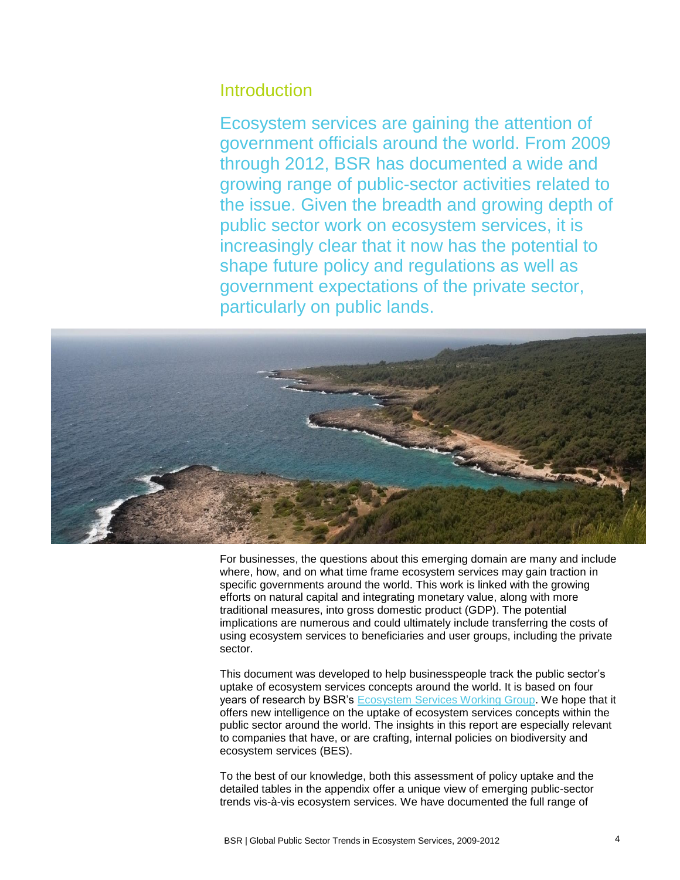## Introduction

Ecosystem services are gaining the attention of government officials around the world. From 2009 through 2012, BSR has documented a wide and growing range of public-sector activities related to the issue. Given the breadth and growing depth of public sector work on ecosystem services, it is increasingly clear that it now has the potential to shape future policy and regulations as well as government expectations of the private sector, particularly on public lands.

For businesses, the questions about this emerging domain are many and include where, how, and on what time frame ecosystem services may gain traction in specific governments around the world. This work is linked with the growing efforts on natural capital and integrating monetary value, along with more traditional measures, into gross domestic product (GDP). The potential implications are numerous and could ultimately include transferring the costs of using ecosystem services to beneficiaries and user groups, including the private sector.

This document was developed to help businesspeople track the public sector's uptake of ecosystem services concepts around the world. It is based on four years of research by BSR's Ecosystem Services Working Group. We hope that it offers new intelligence on the uptake of ecosystem services concepts within the public sector around the world. The insights in this report are especially relevant to companies that have, or are crafting, internal policies on biodiversity and ecosystem services (BES).

To the best of our knowledge, both this assessment of policy uptake and the detailed tables in the appendix offer a unique view of emerging public-sector trends vis-à-vis ecosystem services. We have documented the full range of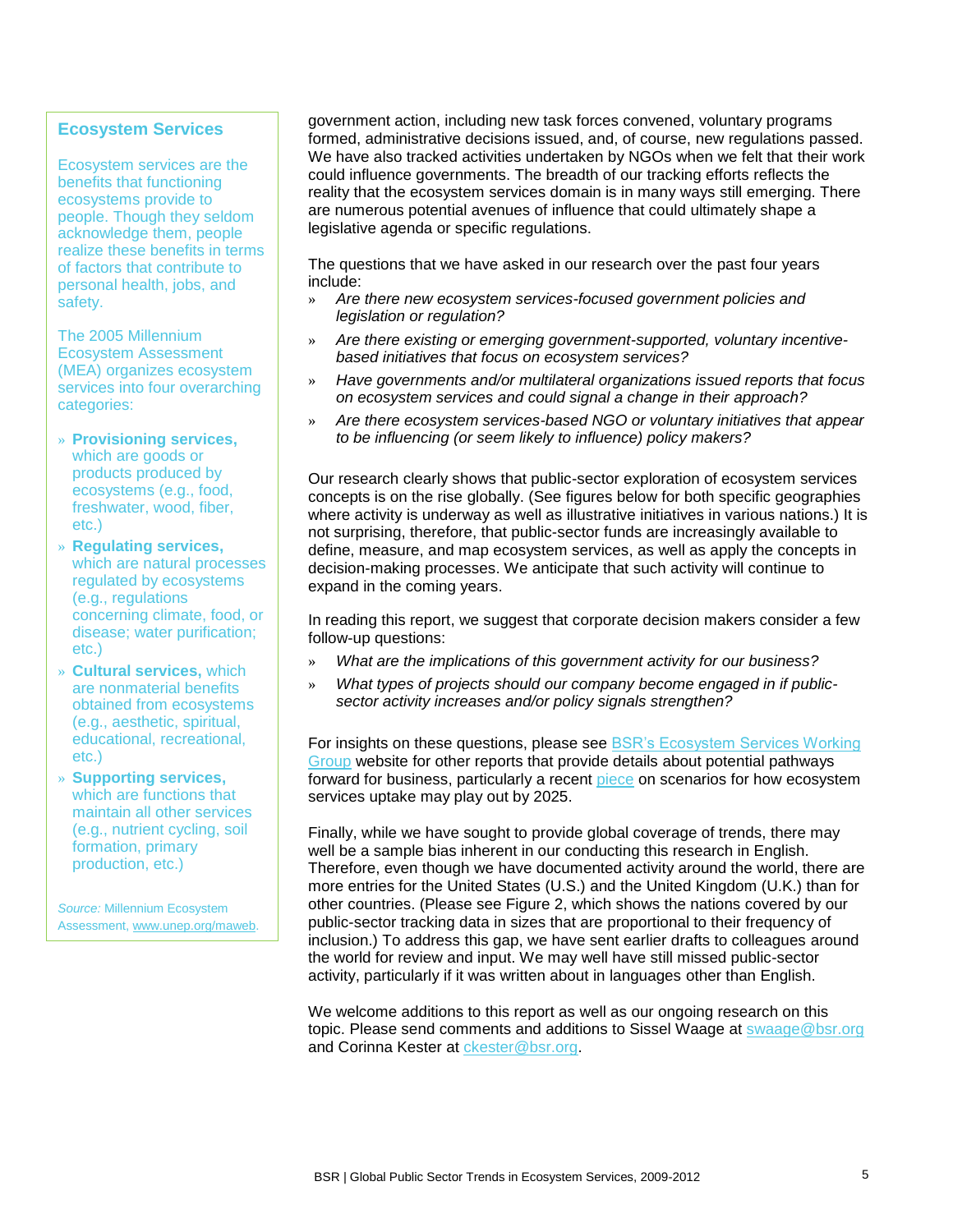## Ecosystem Services

Ecosystem services are the benefits that functioning ecosystems provide to people. Though they seldom acknowledge them, people realize these benefits in terms of factors that contribute to personal health, jobs, and safety.

The 2005 Millennium Ecosystem Assessment (MEA) organizes ecosystem services into four overarching categories:

- **Provisioning services,** which are goods or products produced by ecosystems (e.g., food, freshwater, wood, fiber, etc.)
- **Regulating services,** which are natural processes regulated by ecosystems (e.g., regulations concerning climate, food, or disease; water purification; etc.)
- **Cultural services,** which are nonmaterial benefits obtained from ecosystems (e.g., aesthetic, spiritual, educational, recreational, etc.)
- **Supporting services,** which are functions that maintain all other services (e.g., nutrient cycling, soil formation, primary production, etc.)

*Source:* Millennium Ecosystem Assessment, www.unep.org/maweb.

government action, including new task forces convened, voluntary programs formed, administrative decisions issued, and, of course, new regulations passed. We have also tracked activities undertaken by NGOs when we felt that their work could influence governments. The breadth of our tracking efforts reflects the reality that the ecosystem services domain is in many ways still emerging. There are numerous potential avenues of influence that could ultimately shape a legislative agenda or specific regulations.

The questions that we have asked in our research over the past four years include:

- *Are there new ecosystem services-focused government policies and legislation or regulation?*
- *Are there existing or emerging government-supported, voluntary incentive-based initiatives that focus on ecosystem services?*
- *Have governments and/or multilateral organizations issued reports that focus on ecosystem services and could signal a change in their approach?*
- *Are there ecosystem services-based NGO or voluntary initiatives that appear to be influencing (or seem likely to influence) policy makers?*

Our research clearly shows that public-sector exploration of ecosystem services concepts is on the rise globally. (See figures below for both specific geographies where activity is underway as well as illustrative initiatives in various nations.) It is not surprising, therefore, that public-sector funds are increasingly available to define, measure, and map ecosystem services, as well as apply the concepts in decision-making processes. We anticipate that such activity will continue to expand in the coming years.

In reading this report, we suggest that corporate decision makers consider a few follow-up questions:

- *What are the implications of this government activity for our business?*
- *What types of projects should our company become engaged in if public-sector activity increases and/or policy signals strengthen?*

For insights on these questions, please see BSR's Ecosystem Services Working Group website for other reports that provide details about potential pathways forward for business, particularly a recent piece on scenarios for how ecosystem services uptake may play out by 2025.

Finally, while we have sought to provide global coverage of trends, there may well be a sample bias inherent in our conducting this research in English. Therefore, even though we have documented activity around the world, there are more entries for the United States (U.S.) and the United Kingdom (U.K.) than for other countries. (Please see Figure 2, which shows the nations covered by our public-sector tracking data in sizes that are proportional to their frequency of inclusion.) To address this gap, we have sent earlier drafts to colleagues around the world for review and input. We may well have still missed public-sector activity, particularly if it was written about in languages other than English.

We welcome additions to this report as well as our ongoing research on this topic. Please send comments and additions to Sissel Waage at swaage@bsr.org and Corinna Kester at ckester@bsr.org.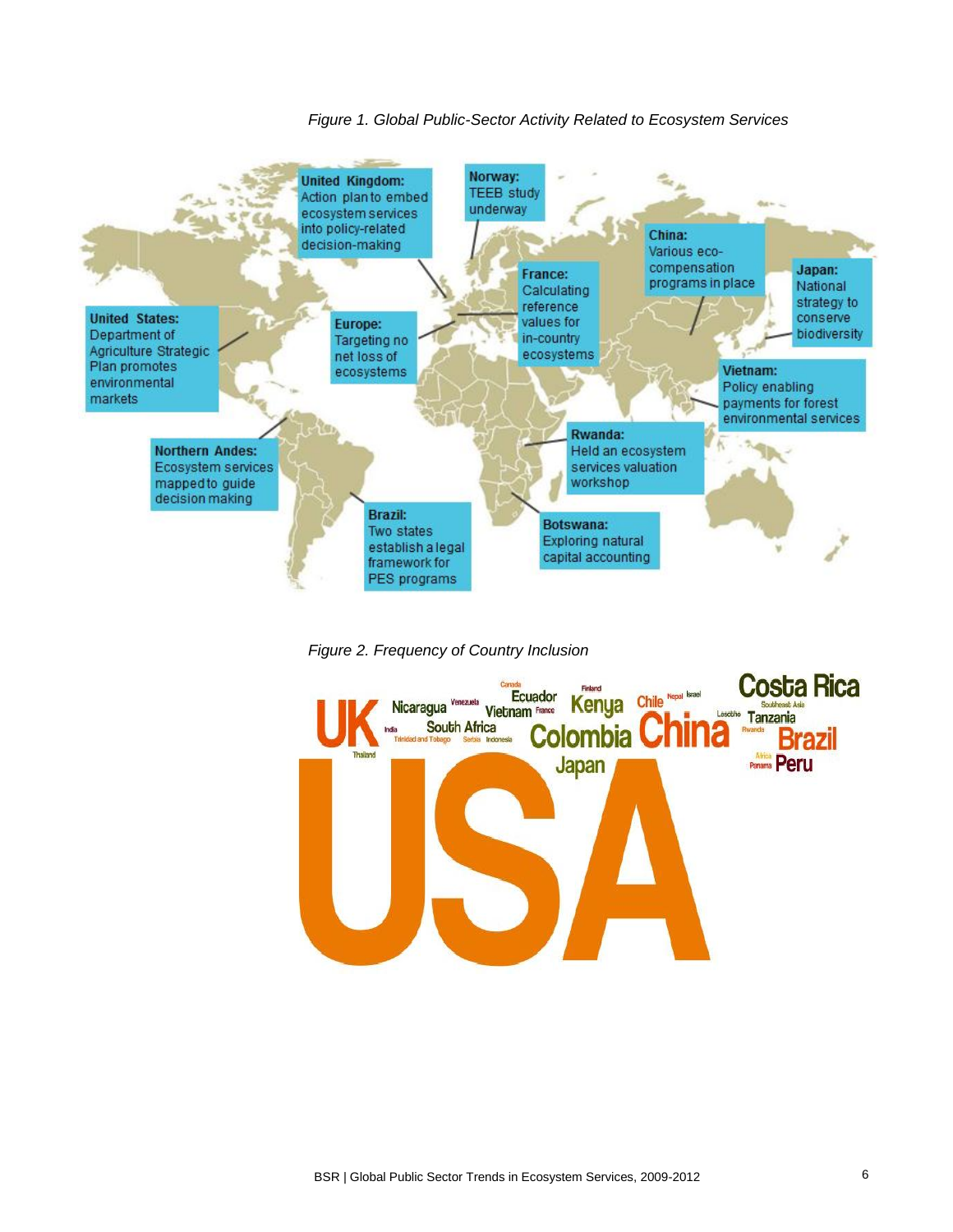*Figure 1. Global Public-Sector Activity Related to Ecosystem Services*

**United Kingdom:** Action plan to embed ecosystem services into policy-related decision-making

**Norway:** TEEB study underway

**China:** Various eco-compensation programs in place

**Japan:** National strategy to conserve biodiversity

**France:** Calculating reference values for in-country ecosystems

**United States:** Department of Agriculture Strategic Plan promotes environmental markets

**Europe:** Targeting no net loss of ecosystems

**Vietnam:** Policy enabling payments for forest environmental services

**Rwanda:** Held an ecosystem services valuation workshop

**Northern Andes:** Ecosystem services mapped to guide decision making

**Brazil:** Two states establish a legal framework for PES programs

**Botswana:** Exploring natural capital accounting

*Figure 2. Frequency of Country Inclusion*

USA, UK, China, Colombia, Costa Rica, Brazil, Kenya, Japan, Peru, Ecuador, Nicaragua, Vietnam, South Africa, Chile, Tanzania, Venezuela, France, Canada, Finland, Nepal, Israel, Lesotho, Southeast Asia, Rwanda, India, Trinidad and Tobago, Serbia, Indonesia, Thailand, Africa, Panama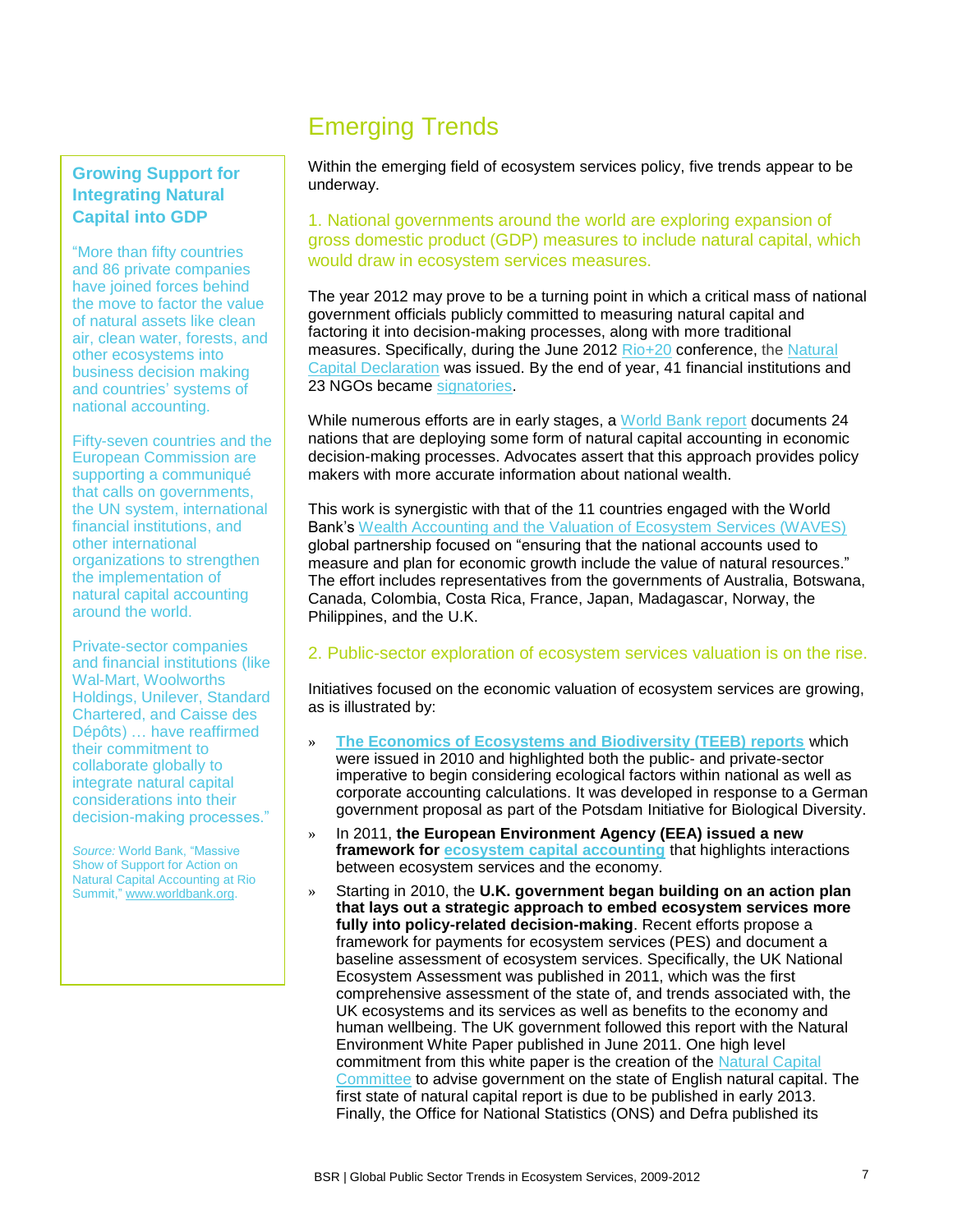# Emerging Trends

Within the emerging field of ecosystem services policy, five trends appear to be underway.

### 1. National governments around the world are exploring expansion of gross domestic product (GDP) measures to include natural capital, which would draw in ecosystem services measures.

The year 2012 may prove to be a turning point in which a critical mass of national government officials publicly committed to measuring natural capital and factoring it into decision-making processes, along with more traditional measures. Specifically, during the June 2012 Rio+20 conference, the Natural Capital Declaration was issued. By the end of year, 41 financial institutions and 23 NGOs became signatories.

While numerous efforts are in early stages, a World Bank report documents 24 nations that are deploying some form of natural capital accounting in economic decision-making processes. Advocates assert that this approach provides policy makers with more accurate information about national wealth.

This work is synergistic with that of the 11 countries engaged with the World Bank's Wealth Accounting and the Valuation of Ecosystem Services (WAVES) global partnership focused on "ensuring that the national accounts used to measure and plan for economic growth include the value of natural resources." The effort includes representatives from the governments of Australia, Botswana, Canada, Colombia, Costa Rica, France, Japan, Madagascar, Norway, the Philippines, and the U.K.

> **Growing Support for Integrating Natural Capital into GDP**
>
> "More than fifty countries and 86 private companies have joined forces behind the move to factor the value of natural assets like clean air, clean water, forests, and other ecosystems into business decision making and countries' systems of national accounting.
>
> Fifty-seven countries and the European Commission are supporting a communiqué that calls on governments, the UN system, international financial institutions, and other international organizations to strengthen the implementation of natural capital accounting around the world.
>
> Private-sector companies and financial institutions (like Wal-Mart, Woolworths Holdings, Unilever, Standard Chartered, and Caisse des Dépôts) … have reaffirmed their commitment to collaborate globally to integrate natural capital considerations into their decision-making processes."
>
> *Source:* World Bank, "Massive Show of Support for Action on Natural Capital Accounting at Rio Summit," www.worldbank.org.

### 2. Public-sector exploration of ecosystem services valuation is on the rise.

Initiatives focused on the economic valuation of ecosystem services are growing, as is illustrated by:

- **The Economics of Ecosystems and Biodiversity (TEEB) reports** which were issued in 2010 and highlighted both the public- and private-sector imperative to begin considering ecological factors within national as well as corporate accounting calculations. It was developed in response to a German government proposal as part of the Potsdam Initiative for Biological Diversity.
- In 2011, **the European Environment Agency (EEA) issued a new framework for ecosystem capital accounting** that highlights interactions between ecosystem services and the economy.
- Starting in 2010, the **U.K. government began building on an action plan that lays out a strategic approach to embed ecosystem services more fully into policy-related decision-making**. Recent efforts propose a framework for payments for ecosystem services (PES) and document a baseline assessment of ecosystem services. Specifically, the UK National Ecosystem Assessment was published in 2011, which was the first comprehensive assessment of the state of, and trends associated with, the UK ecosystems and its services as well as benefits to the economy and human wellbeing. The UK government followed this report with the Natural Environment White Paper published in June 2011. One high level commitment from this white paper is the creation of the Natural Capital Committee to advise government on the state of English natural capital. The first state of natural capital report is due to be published in early 2013. Finally, the Office for National Statistics (ONS) and Defra published its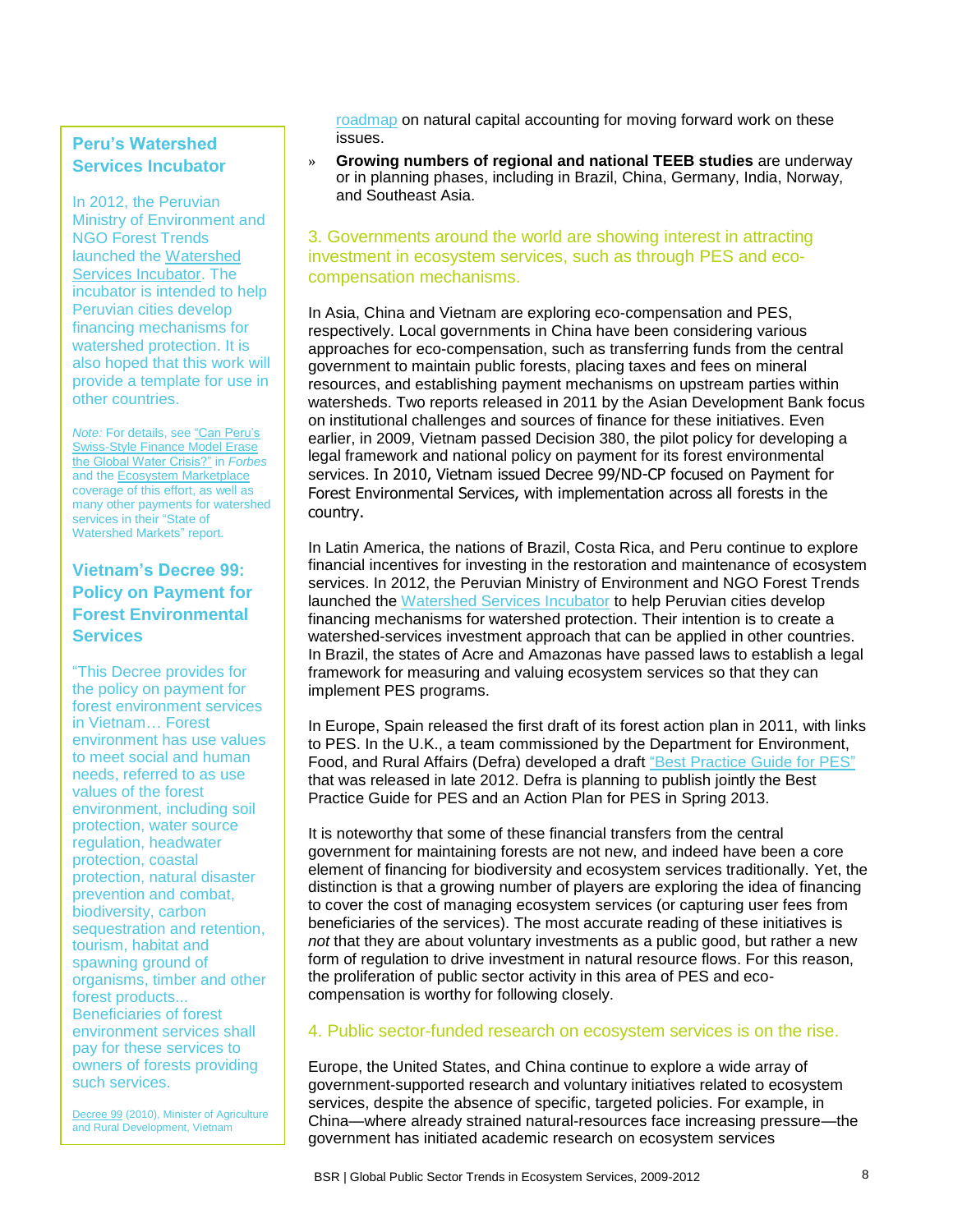roadmap on natural capital accounting for moving forward work on these issues.

» **Growing numbers of regional and national TEEB studies** are underway or in planning phases, including in Brazil, China, Germany, India, Norway, and Southeast Asia.

### 3. Governments around the world are showing interest in attracting investment in ecosystem services, such as through PES and eco-compensation mechanisms.

In Asia, China and Vietnam are exploring eco-compensation and PES, respectively. Local governments in China have been considering various approaches for eco-compensation, such as transferring funds from the central government to maintain public forests, placing taxes and fees on mineral resources, and establishing payment mechanisms on upstream parties within watersheds. Two reports released in 2011 by the Asian Development Bank focus on institutional challenges and sources of finance for these initiatives. Even earlier, in 2009, Vietnam passed Decision 380, the pilot policy for developing a legal framework and national policy on payment for its forest environmental services. In 2010, Vietnam issued Decree 99/ND-CP focused on Payment for Forest Environmental Services, with implementation across all forests in the country.

In Latin America, the nations of Brazil, Costa Rica, and Peru continue to explore financial incentives for investing in the restoration and maintenance of ecosystem services. In 2012, the Peruvian Ministry of Environment and NGO Forest Trends launched the Watershed Services Incubator to help Peruvian cities develop financing mechanisms for watershed protection. Their intention is to create a watershed-services investment approach that can be applied in other countries. In Brazil, the states of Acre and Amazonas have passed laws to establish a legal framework for measuring and valuing ecosystem services so that they can implement PES programs.

In Europe, Spain released the first draft of its forest action plan in 2011, with links to PES. In the U.K., a team commissioned by the Department for Environment, Food, and Rural Affairs (Defra) developed a draft "Best Practice Guide for PES" that was released in late 2012. Defra is planning to publish jointly the Best Practice Guide for PES and an Action Plan for PES in Spring 2013.

It is noteworthy that some of these financial transfers from the central government for maintaining forests are not new, and indeed have been a core element of financing for biodiversity and ecosystem services traditionally. Yet, the distinction is that a growing number of players are exploring the idea of financing to cover the cost of managing ecosystem services (or capturing user fees from beneficiaries of the services). The most accurate reading of these initiatives is *not* that they are about voluntary investments as a public good, but rather a new form of regulation to drive investment in natural resource flows. For this reason, the proliferation of public sector activity in this area of PES and eco-compensation is worthy for following closely.

### 4. Public sector-funded research on ecosystem services is on the rise.

Europe, the United States, and China continue to explore a wide array of government-supported research and voluntary initiatives related to ecosystem services, despite the absence of specific, targeted policies. For example, in China—where already strained natural-resources face increasing pressure—the government has initiated academic research on ecosystem services

---

**Peru's Watershed Services Incubator**

In 2012, the Peruvian Ministry of Environment and NGO Forest Trends launched the Watershed Services Incubator. The incubator is intended to help Peruvian cities develop financing mechanisms for watershed protection. It is also hoped that this work will provide a template for use in other countries.

*Note:* For details, see "Can Peru's Swiss-Style Finance Model Erase the Global Water Crisis?" in *Forbes* and the Ecosystem Marketplace coverage of this effort, as well as many other payments for watershed services in their "State of Watershed Markets" report.

**Vietnam's Decree 99: Policy on Payment for Forest Environmental Services**

"This Decree provides for the policy on payment for forest environment services in Vietnam… Forest environment has use values to meet social and human needs, referred to as use values of the forest environment, including soil protection, water source regulation, headwater protection, coastal protection, natural disaster prevention and combat, biodiversity, carbon sequestration and retention, tourism, habitat and spawning ground of organisms, timber and other forest products... Beneficiaries of forest environment services shall pay for these services to owners of forests providing such services.

Decree 99 (2010), Minister of Agriculture and Rural Development, Vietnam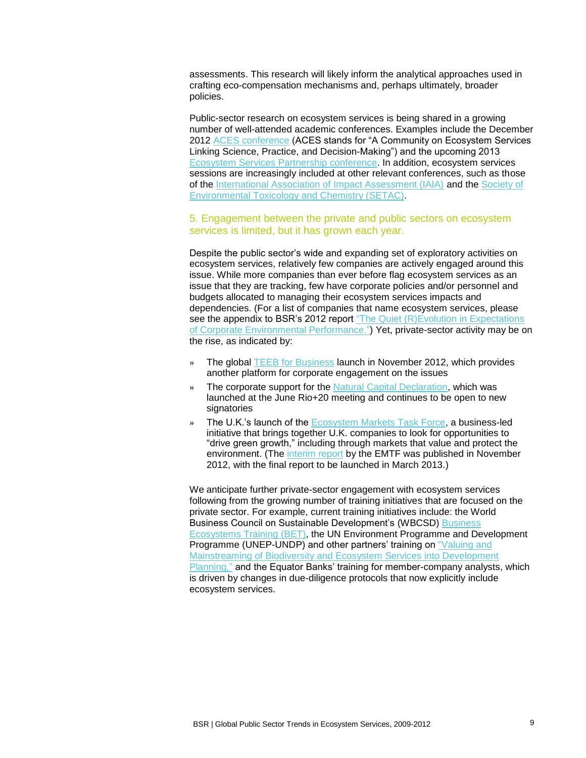assessments. This research will likely inform the analytical approaches used in crafting eco-compensation mechanisms and, perhaps ultimately, broader policies.

Public-sector research on ecosystem services is being shared in a growing number of well-attended academic conferences. Examples include the December 2012 ACES conference (ACES stands for "A Community on Ecosystem Services Linking Science, Practice, and Decision-Making") and the upcoming 2013 Ecosystem Services Partnership conference. In addition, ecosystem services sessions are increasingly included at other relevant conferences, such as those of the International Association of Impact Assessment (IAIA) and the Society of Environmental Toxicology and Chemistry (SETAC).

### 5. Engagement between the private and public sectors on ecosystem services is limited, but it has grown each year.

Despite the public sector's wide and expanding set of exploratory activities on ecosystem services, relatively few companies are actively engaged around this issue. While more companies than ever before flag ecosystem services as an issue that they are tracking, few have corporate policies and/or personnel and budgets allocated to managing their ecosystem services impacts and dependencies. (For a list of companies that name ecosystem services, please see the appendix to BSR's 2012 report "The Quiet (R)Evolution in Expectations of Corporate Environmental Performance.") Yet, private-sector activity may be on the rise, as indicated by:

- The global TEEB for Business launch in November 2012, which provides another platform for corporate engagement on the issues
- The corporate support for the Natural Capital Declaration, which was launched at the June Rio+20 meeting and continues to be open to new signatories
- The U.K.'s launch of the Ecosystem Markets Task Force, a business-led initiative that brings together U.K. companies to look for opportunities to "drive green growth," including through markets that value and protect the environment. (The interim report by the EMTF was published in November 2012, with the final report to be launched in March 2013.)

We anticipate further private-sector engagement with ecosystem services following from the growing number of training initiatives that are focused on the private sector. For example, current training initiatives include: the World Business Council on Sustainable Development's (WBCSD) Business Ecosystems Training (BET), the UN Environment Programme and Development Programme (UNEP-UNDP) and other partners' training on "Valuing and Mainstreaming of Biodiversity and Ecosystem Services into Development Planning," and the Equator Banks' training for member-company analysts, which is driven by changes in due-diligence protocols that now explicitly include ecosystem services.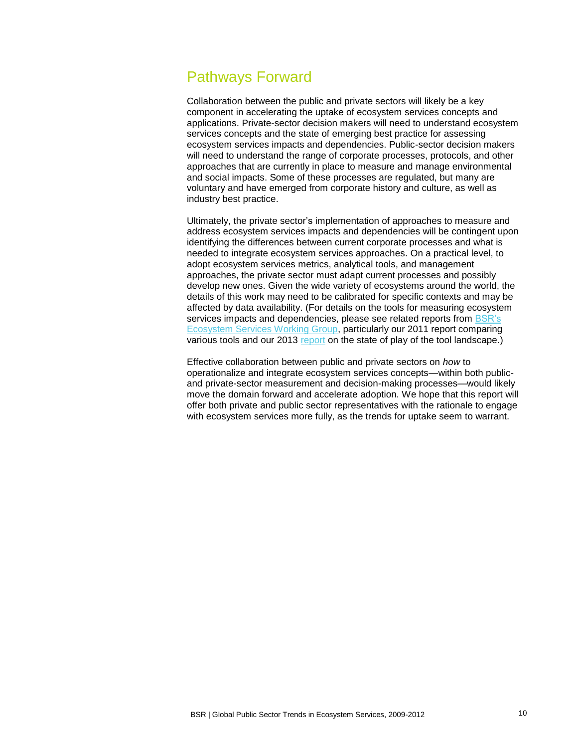## Pathways Forward

Collaboration between the public and private sectors will likely be a key component in accelerating the uptake of ecosystem services concepts and applications. Private-sector decision makers will need to understand ecosystem services concepts and the state of emerging best practice for assessing ecosystem services impacts and dependencies. Public-sector decision makers will need to understand the range of corporate processes, protocols, and other approaches that are currently in place to measure and manage environmental and social impacts. Some of these processes are regulated, but many are voluntary and have emerged from corporate history and culture, as well as industry best practice.

Ultimately, the private sector's implementation of approaches to measure and address ecosystem services impacts and dependencies will be contingent upon identifying the differences between current corporate processes and what is needed to integrate ecosystem services approaches. On a practical level, to adopt ecosystem services metrics, analytical tools, and management approaches, the private sector must adapt current processes and possibly develop new ones. Given the wide variety of ecosystems around the world, the details of this work may need to be calibrated for specific contexts and may be affected by data availability. (For details on the tools for measuring ecosystem services impacts and dependencies, please see related reports from BSR's Ecosystem Services Working Group, particularly our 2011 report comparing various tools and our 2013 report on the state of play of the tool landscape.)

Effective collaboration between public and private sectors on *how* to operationalize and integrate ecosystem services concepts—within both public- and private-sector measurement and decision-making processes—would likely move the domain forward and accelerate adoption. We hope that this report will offer both private and public sector representatives with the rationale to engage with ecosystem services more fully, as the trends for uptake seem to warrant.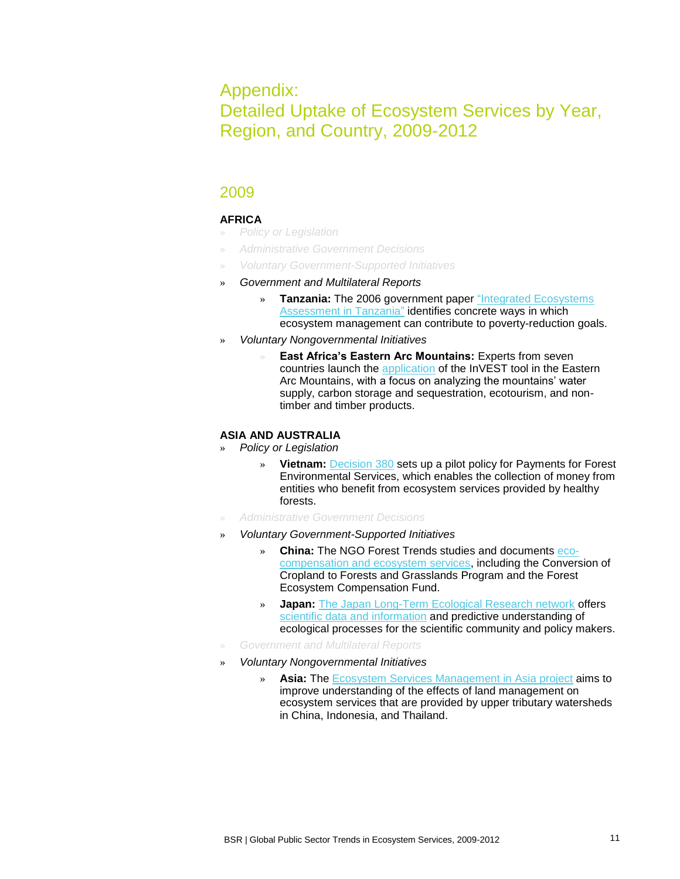# Appendix: Detailed Uptake of Ecosystem Services by Year, Region, and Country, 2009-2012

## 2009

### AFRICA

- *Policy or Legislation*
- *Administrative Government Decisions*
- *Voluntary Government-Supported Initiatives*
- *Government and Multilateral Reports*
  - **Tanzania:** The 2006 government paper "Integrated Ecosystems Assessment in Tanzania" identifies concrete ways in which ecosystem management can contribute to poverty-reduction goals.
- *Voluntary Nongovernmental Initiatives*
  - **East Africa's Eastern Arc Mountains:** Experts from seven countries launch the application of the InVEST tool in the Eastern Arc Mountains, with a focus on analyzing the mountains' water supply, carbon storage and sequestration, ecotourism, and non-timber and timber products.

### ASIA AND AUSTRALIA

- *Policy or Legislation*
  - **Vietnam:** Decision 380 sets up a pilot policy for Payments for Forest Environmental Services, which enables the collection of money from entities who benefit from ecosystem services provided by healthy forests.
- *Administrative Government Decisions*
- *Voluntary Government-Supported Initiatives*
  - **China:** The NGO Forest Trends studies and documents eco-compensation and ecosystem services, including the Conversion of Cropland to Forests and Grasslands Program and the Forest Ecosystem Compensation Fund.
  - **Japan:** The Japan Long-Term Ecological Research network offers scientific data and information and predictive understanding of ecological processes for the scientific community and policy makers.
- *Government and Multilateral Reports*
- *Voluntary Nongovernmental Initiatives*
  - **Asia:** The Ecosystem Services Management in Asia project aims to improve understanding of the effects of land management on ecosystem services that are provided by upper tributary watersheds in China, Indonesia, and Thailand.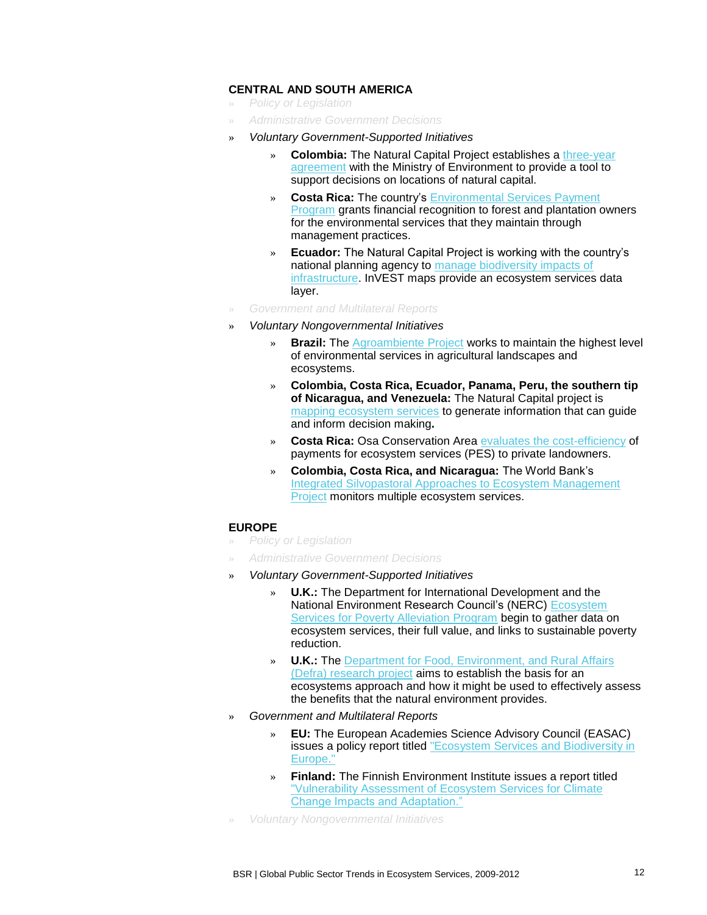**CENTRAL AND SOUTH AMERICA**

- *Policy or Legislation*
- *Administrative Government Decisions*
- *Voluntary Government-Supported Initiatives*
  - **Colombia:** The Natural Capital Project establishes a three-year agreement with the Ministry of Environment to provide a tool to support decisions on locations of natural capital.
  - **Costa Rica:** The country's Environmental Services Payment Program grants financial recognition to forest and plantation owners for the environmental services that they maintain through management practices.
  - **Ecuador:** The Natural Capital Project is working with the country's national planning agency to manage biodiversity impacts of infrastructure. InVEST maps provide an ecosystem services data layer.
- *Government and Multilateral Reports*
- *Voluntary Nongovernmental Initiatives*
  - **Brazil:** The Agroambiente Project works to maintain the highest level of environmental services in agricultural landscapes and ecosystems.
  - **Colombia, Costa Rica, Ecuador, Panama, Peru, the southern tip of Nicaragua, and Venezuela:** The Natural Capital project is mapping ecosystem services to generate information that can guide and inform decision making**.**
  - **Costa Rica:** Osa Conservation Area evaluates the cost-efficiency of payments for ecosystem services (PES) to private landowners.
  - **Colombia, Costa Rica, and Nicaragua:** The World Bank's Integrated Silvopastoral Approaches to Ecosystem Management Project monitors multiple ecosystem services.

**EUROPE**

- *Policy or Legislation*
- *Administrative Government Decisions*
- *Voluntary Government-Supported Initiatives*
  - **U.K.:** The Department for International Development and the National Environment Research Council's (NERC) Ecosystem Services for Poverty Alleviation Program begin to gather data on ecosystem services, their full value, and links to sustainable poverty reduction.
  - **U.K.:** The Department for Food, Environment, and Rural Affairs (Defra) research project aims to establish the basis for an ecosystems approach and how it might be used to effectively assess the benefits that the natural environment provides.
- *Government and Multilateral Reports*
  - **EU:** The European Academies Science Advisory Council (EASAC) issues a policy report titled "Ecosystem Services and Biodiversity in Europe."
  - **Finland:** The Finnish Environment Institute issues a report titled "Vulnerability Assessment of Ecosystem Services for Climate Change Impacts and Adaptation."
- *Voluntary Nongovernmental Initiatives*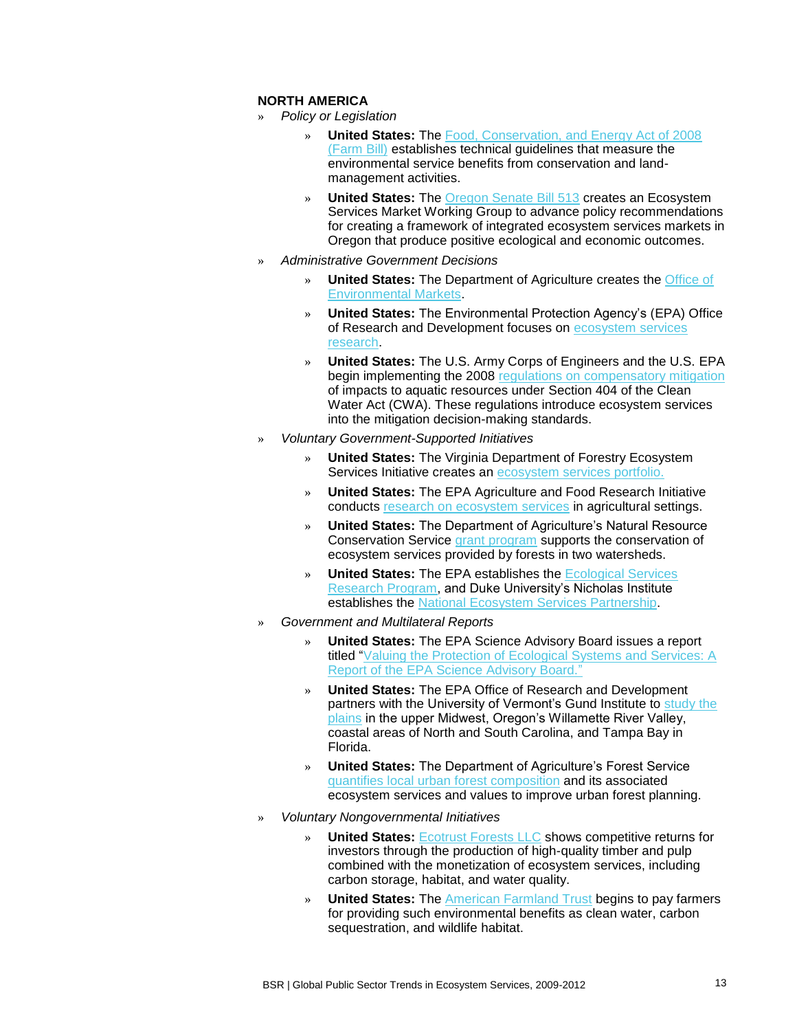**NORTH AMERICA**

- *Policy or Legislation*
  - **United States:** The Food, Conservation, and Energy Act of 2008 (Farm Bill) establishes technical guidelines that measure the environmental service benefits from conservation and land-management activities.
  - **United States:** The Oregon Senate Bill 513 creates an Ecosystem Services Market Working Group to advance policy recommendations for creating a framework of integrated ecosystem services markets in Oregon that produce positive ecological and economic outcomes.
- *Administrative Government Decisions*
  - **United States:** The Department of Agriculture creates the Office of Environmental Markets.
  - **United States:** The Environmental Protection Agency's (EPA) Office of Research and Development focuses on ecosystem services research.
  - **United States:** The U.S. Army Corps of Engineers and the U.S. EPA begin implementing the 2008 regulations on compensatory mitigation of impacts to aquatic resources under Section 404 of the Clean Water Act (CWA). These regulations introduce ecosystem services into the mitigation decision-making standards.
- *Voluntary Government-Supported Initiatives*
  - **United States:** The Virginia Department of Forestry Ecosystem Services Initiative creates an ecosystem services portfolio.
  - **United States:** The EPA Agriculture and Food Research Initiative conducts research on ecosystem services in agricultural settings.
  - **United States:** The Department of Agriculture's Natural Resource Conservation Service grant program supports the conservation of ecosystem services provided by forests in two watersheds.
  - **United States:** The EPA establishes the Ecological Services Research Program, and Duke University's Nicholas Institute establishes the National Ecosystem Services Partnership.
- *Government and Multilateral Reports*
  - **United States:** The EPA Science Advisory Board issues a report titled "Valuing the Protection of Ecological Systems and Services: A Report of the EPA Science Advisory Board."
  - **United States:** The EPA Office of Research and Development partners with the University of Vermont's Gund Institute to study the plains in the upper Midwest, Oregon's Willamette River Valley, coastal areas of North and South Carolina, and Tampa Bay in Florida.
  - **United States:** The Department of Agriculture's Forest Service quantifies local urban forest composition and its associated ecosystem services and values to improve urban forest planning.
- *Voluntary Nongovernmental Initiatives*
  - **United States:** Ecotrust Forests LLC shows competitive returns for investors through the production of high-quality timber and pulp combined with the monetization of ecosystem services, including carbon storage, habitat, and water quality.
  - **United States:** The American Farmland Trust begins to pay farmers for providing such environmental benefits as clean water, carbon sequestration, and wildlife habitat.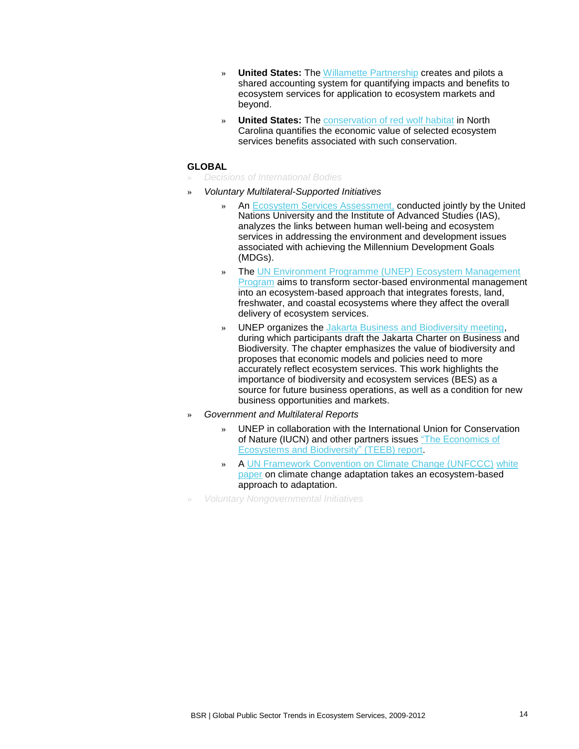- **United States:** The Willamette Partnership creates and pilots a shared accounting system for quantifying impacts and benefits to ecosystem services for application to ecosystem markets and beyond.
- **United States:** The conservation of red wolf habitat in North Carolina quantifies the economic value of selected ecosystem services benefits associated with such conservation.

**GLOBAL**

- *Decisions of International Bodies*
- *Voluntary Multilateral-Supported Initiatives*
  - An Ecosystem Services Assessment, conducted jointly by the United Nations University and the Institute of Advanced Studies (IAS), analyzes the links between human well-being and ecosystem services in addressing the environment and development issues associated with achieving the Millennium Development Goals (MDGs).
  - The UN Environment Programme (UNEP) Ecosystem Management Program aims to transform sector-based environmental management into an ecosystem-based approach that integrates forests, land, freshwater, and coastal ecosystems where they affect the overall delivery of ecosystem services.
  - UNEP organizes the Jakarta Business and Biodiversity meeting, during which participants draft the Jakarta Charter on Business and Biodiversity. The chapter emphasizes the value of biodiversity and proposes that economic models and policies need to more accurately reflect ecosystem services. This work highlights the importance of biodiversity and ecosystem services (BES) as a source for future business operations, as well as a condition for new business opportunities and markets.
- *Government and Multilateral Reports*
  - UNEP in collaboration with the International Union for Conservation of Nature (IUCN) and other partners issues "The Economics of Ecosystems and Biodiversity" (TEEB) report.
  - A UN Framework Convention on Climate Change (UNFCCC) white paper on climate change adaptation takes an ecosystem-based approach to adaptation.
- *Voluntary Nongovernmental Initiatives*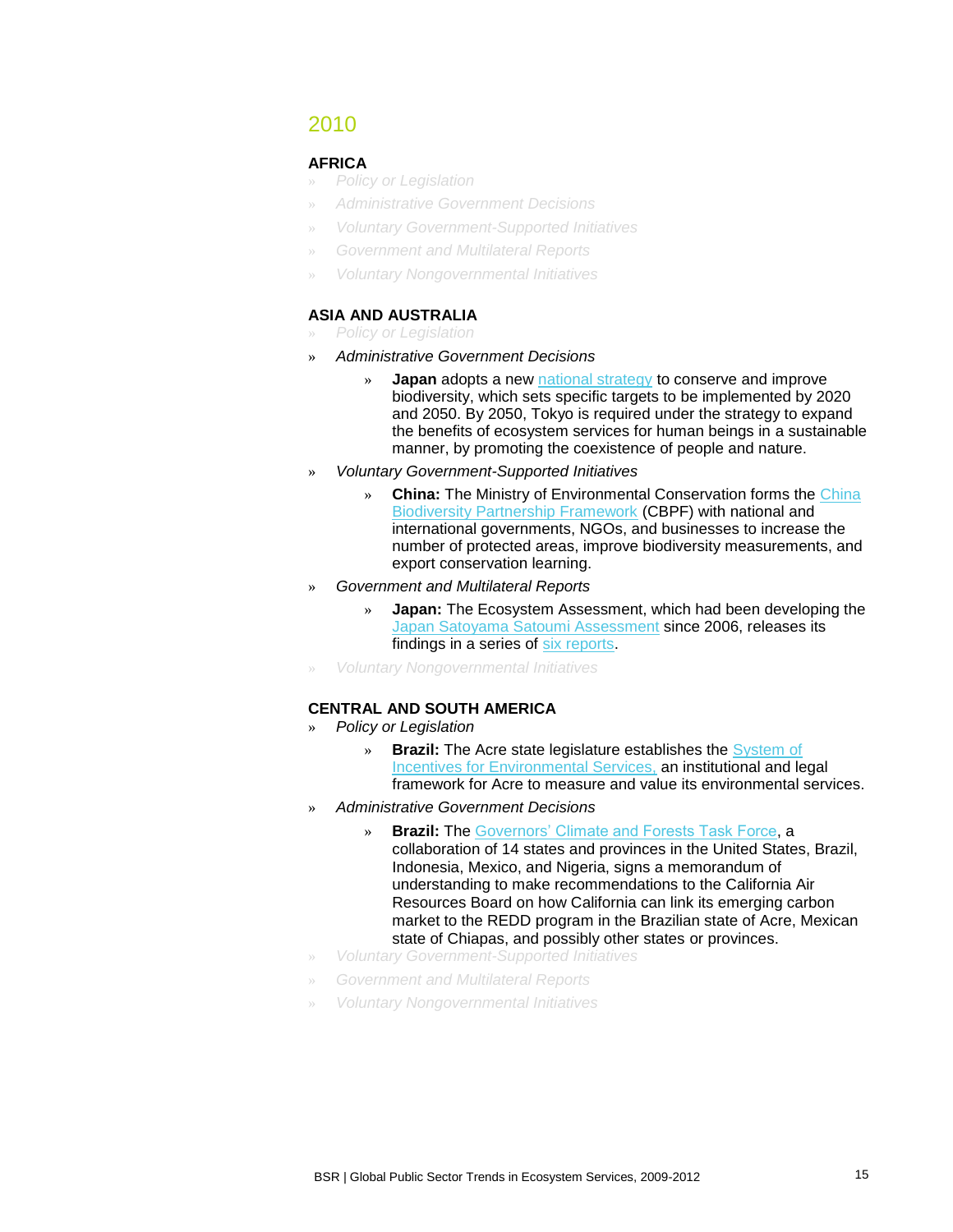## 2010

### AFRICA

- *Policy or Legislation*
- *Administrative Government Decisions*
- *Voluntary Government-Supported Initiatives*
- *Government and Multilateral Reports*
- *Voluntary Nongovernmental Initiatives*

### ASIA AND AUSTRALIA

- *Policy or Legislation*
- *Administrative Government Decisions*
  - **Japan** adopts a new national strategy to conserve and improve biodiversity, which sets specific targets to be implemented by 2020 and 2050. By 2050, Tokyo is required under the strategy to expand the benefits of ecosystem services for human beings in a sustainable manner, by promoting the coexistence of people and nature.
- *Voluntary Government-Supported Initiatives*
  - **China:** The Ministry of Environmental Conservation forms the China Biodiversity Partnership Framework (CBPF) with national and international governments, NGOs, and businesses to increase the number of protected areas, improve biodiversity measurements, and export conservation learning.
- *Government and Multilateral Reports*
  - **Japan:** The Ecosystem Assessment, which had been developing the Japan Satoyama Satoumi Assessment since 2006, releases its findings in a series of six reports.
- *Voluntary Nongovernmental Initiatives*

### CENTRAL AND SOUTH AMERICA

- *Policy or Legislation*
  - **Brazil:** The Acre state legislature establishes the System of Incentives for Environmental Services, an institutional and legal framework for Acre to measure and value its environmental services.
- *Administrative Government Decisions*
  - **Brazil:** The Governors' Climate and Forests Task Force, a collaboration of 14 states and provinces in the United States, Brazil, Indonesia, Mexico, and Nigeria, signs a memorandum of understanding to make recommendations to the California Air Resources Board on how California can link its emerging carbon market to the REDD program in the Brazilian state of Acre, Mexican state of Chiapas, and possibly other states or provinces.
- *Voluntary Government-Supported Initiatives*
- *Government and Multilateral Reports*
- *Voluntary Nongovernmental Initiatives*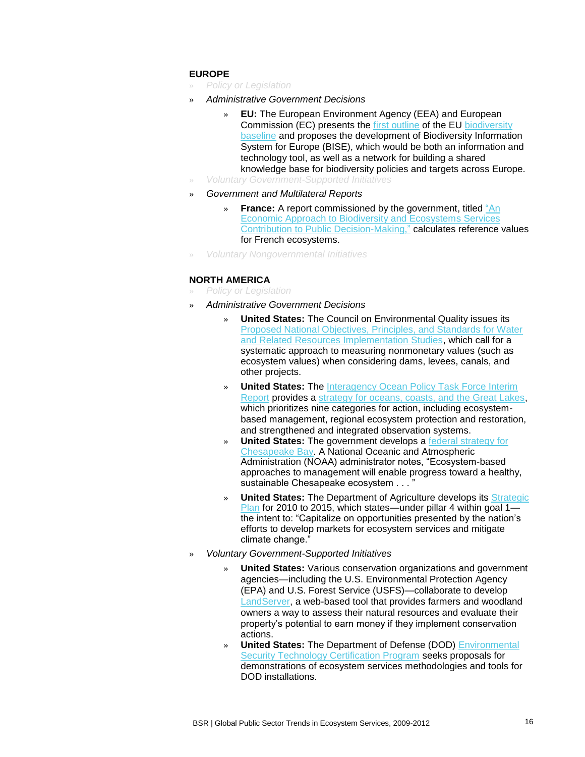## EUROPE

- *Policy or Legislation*
- *Administrative Government Decisions*
  - **EU:** The European Environment Agency (EEA) and European Commission (EC) presents the first outline of the EU biodiversity baseline and proposes the development of Biodiversity Information System for Europe (BISE), which would be both an information and technology tool, as well as a network for building a shared knowledge base for biodiversity policies and targets across Europe.
- *Voluntary Government-Supported Initiatives*
- *Government and Multilateral Reports*
  - **France:** A report commissioned by the government, titled "An Economic Approach to Biodiversity and Ecosystems Services Contribution to Public Decision-Making," calculates reference values for French ecosystems.
- *Voluntary Nongovernmental Initiatives*

## NORTH AMERICA

- *Policy or Legislation*
- *Administrative Government Decisions*
  - **United States:** The Council on Environmental Quality issues its Proposed National Objectives, Principles, and Standards for Water and Related Resources Implementation Studies, which call for a systematic approach to measuring nonmonetary values (such as ecosystem values) when considering dams, levees, canals, and other projects.
  - **United States:** The Interagency Ocean Policy Task Force Interim Report provides a strategy for oceans, coasts, and the Great Lakes, which prioritizes nine categories for action, including ecosystem-based management, regional ecosystem protection and restoration, and strengthened and integrated observation systems.
  - **United States:** The government develops a federal strategy for Chesapeake Bay. A National Oceanic and Atmospheric Administration (NOAA) administrator notes, "Ecosystem-based approaches to management will enable progress toward a healthy, sustainable Chesapeake ecosystem . . . "
  - **United States:** The Department of Agriculture develops its Strategic Plan for 2010 to 2015, which states—under pillar 4 within goal 1—the intent to: "Capitalize on opportunities presented by the nation's efforts to develop markets for ecosystem services and mitigate climate change."
- *Voluntary Government-Supported Initiatives*
  - **United States:** Various conservation organizations and government agencies—including the U.S. Environmental Protection Agency (EPA) and U.S. Forest Service (USFS)—collaborate to develop LandServer, a web-based tool that provides farmers and woodland owners a way to assess their natural resources and evaluate their property's potential to earn money if they implement conservation actions.
  - **United States:** The Department of Defense (DOD) Environmental Security Technology Certification Program seeks proposals for demonstrations of ecosystem services methodologies and tools for DOD installations.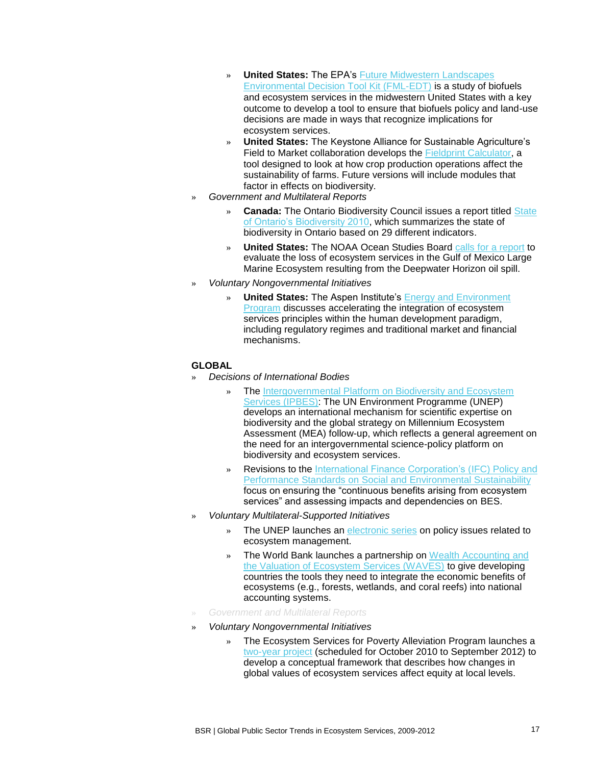- **United States:** The EPA's Future Midwestern Landscapes Environmental Decision Tool Kit (FML-EDT) is a study of biofuels and ecosystem services in the midwestern United States with a key outcome to develop a tool to ensure that biofuels policy and land-use decisions are made in ways that recognize implications for ecosystem services.
- **United States:** The Keystone Alliance for Sustainable Agriculture's Field to Market collaboration develops the Fieldprint Calculator, a tool designed to look at how crop production operations affect the sustainability of farms. Future versions will include modules that factor in effects on biodiversity.

- *Government and Multilateral Reports*
  - **Canada:** The Ontario Biodiversity Council issues a report titled State of Ontario's Biodiversity 2010, which summarizes the state of biodiversity in Ontario based on 29 different indicators.
  - **United States:** The NOAA Ocean Studies Board calls for a report to evaluate the loss of ecosystem services in the Gulf of Mexico Large Marine Ecosystem resulting from the Deepwater Horizon oil spill.
- *Voluntary Nongovernmental Initiatives*
  - **United States:** The Aspen Institute's Energy and Environment Program discusses accelerating the integration of ecosystem services principles within the human development paradigm, including regulatory regimes and traditional market and financial mechanisms.

**GLOBAL**

- *Decisions of International Bodies*
  - The Intergovernmental Platform on Biodiversity and Ecosystem Services (IPBES): The UN Environment Programme (UNEP) develops an international mechanism for scientific expertise on biodiversity and the global strategy on Millennium Ecosystem Assessment (MEA) follow-up, which reflects a general agreement on the need for an intergovernmental science-policy platform on biodiversity and ecosystem services.
  - Revisions to the International Finance Corporation's (IFC) Policy and Performance Standards on Social and Environmental Sustainability focus on ensuring the "continuous benefits arising from ecosystem services" and assessing impacts and dependencies on BES.
- *Voluntary Multilateral-Supported Initiatives*
  - The UNEP launches an electronic series on policy issues related to ecosystem management.
  - The World Bank launches a partnership on Wealth Accounting and the Valuation of Ecosystem Services (WAVES) to give developing countries the tools they need to integrate the economic benefits of ecosystems (e.g., forests, wetlands, and coral reefs) into national accounting systems.
- *Government and Multilateral Reports*
- *Voluntary Nongovernmental Initiatives*
  - The Ecosystem Services for Poverty Alleviation Program launches a two-year project (scheduled for October 2010 to September 2012) to develop a conceptual framework that describes how changes in global values of ecosystem services affect equity at local levels.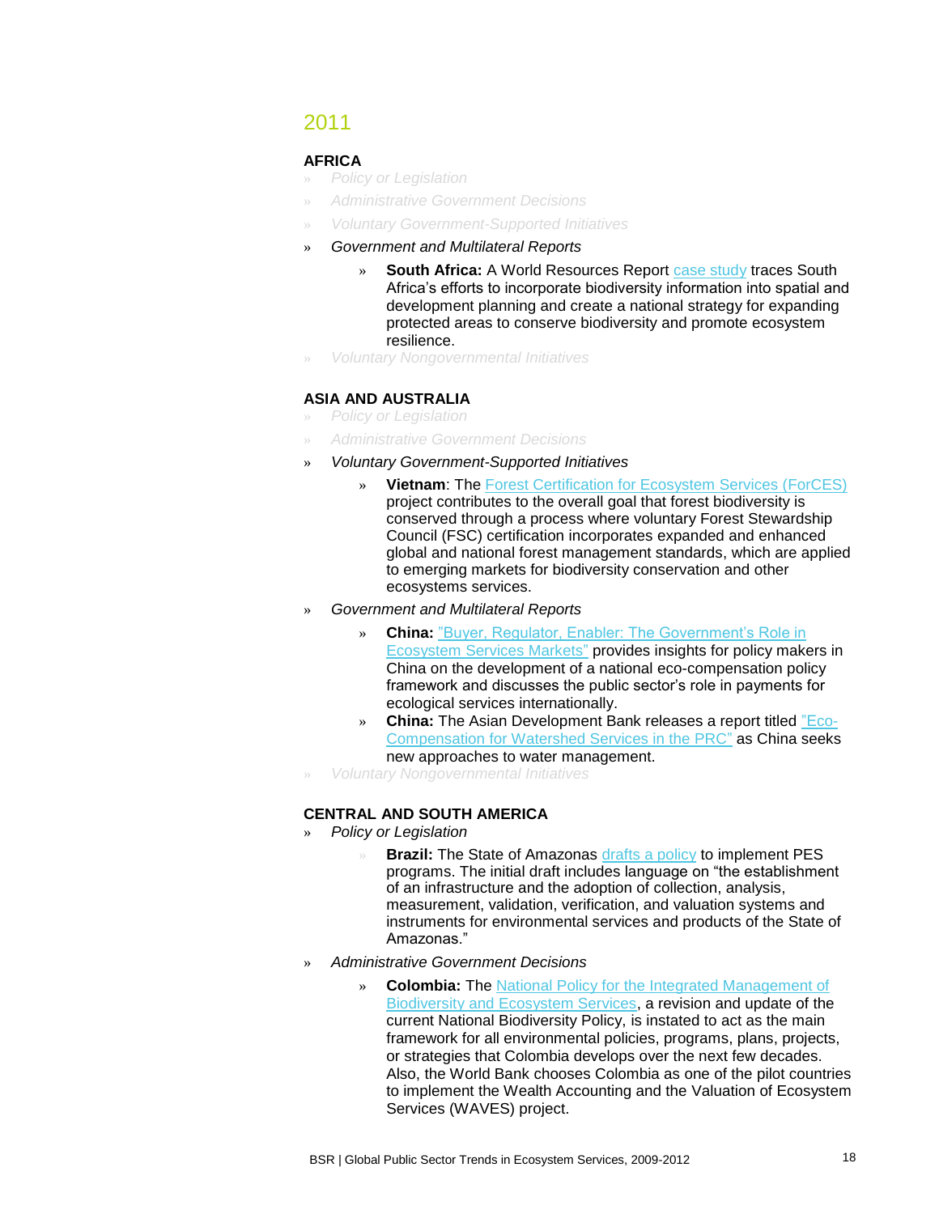## 2011

### AFRICA

- *Policy or Legislation*
- *Administrative Government Decisions*
- *Voluntary Government-Supported Initiatives*
- *Government and Multilateral Reports*
  - **South Africa:** A World Resources Report case study traces South Africa's efforts to incorporate biodiversity information into spatial and development planning and create a national strategy for expanding protected areas to conserve biodiversity and promote ecosystem resilience.
- *Voluntary Nongovernmental Initiatives*

### ASIA AND AUSTRALIA

- *Policy or Legislation*
- *Administrative Government Decisions*
- *Voluntary Government-Supported Initiatives*
  - **Vietnam**: The Forest Certification for Ecosystem Services (ForCES) project contributes to the overall goal that forest biodiversity is conserved through a process where voluntary Forest Stewardship Council (FSC) certification incorporates expanded and enhanced global and national forest management standards, which are applied to emerging markets for biodiversity conservation and other ecosystems services.
- *Government and Multilateral Reports*
  - **China:** "Buyer, Regulator, Enabler: The Government's Role in Ecosystem Services Markets" provides insights for policy makers in China on the development of a national eco-compensation policy framework and discusses the public sector's role in payments for ecological services internationally.
  - **China:** The Asian Development Bank releases a report titled "Eco-Compensation for Watershed Services in the PRC" as China seeks new approaches to water management.
- *Voluntary Nongovernmental Initiatives*

### CENTRAL AND SOUTH AMERICA

- *Policy or Legislation*
  - **Brazil:** The State of Amazonas drafts a policy to implement PES programs. The initial draft includes language on "the establishment of an infrastructure and the adoption of collection, analysis, measurement, validation, verification, and valuation systems and instruments for environmental services and products of the State of Amazonas."
- *Administrative Government Decisions*
  - **Colombia:** The National Policy for the Integrated Management of Biodiversity and Ecosystem Services, a revision and update of the current National Biodiversity Policy, is instated to act as the main framework for all environmental policies, programs, plans, projects, or strategies that Colombia develops over the next few decades. Also, the World Bank chooses Colombia as one of the pilot countries to implement the Wealth Accounting and the Valuation of Ecosystem Services (WAVES) project.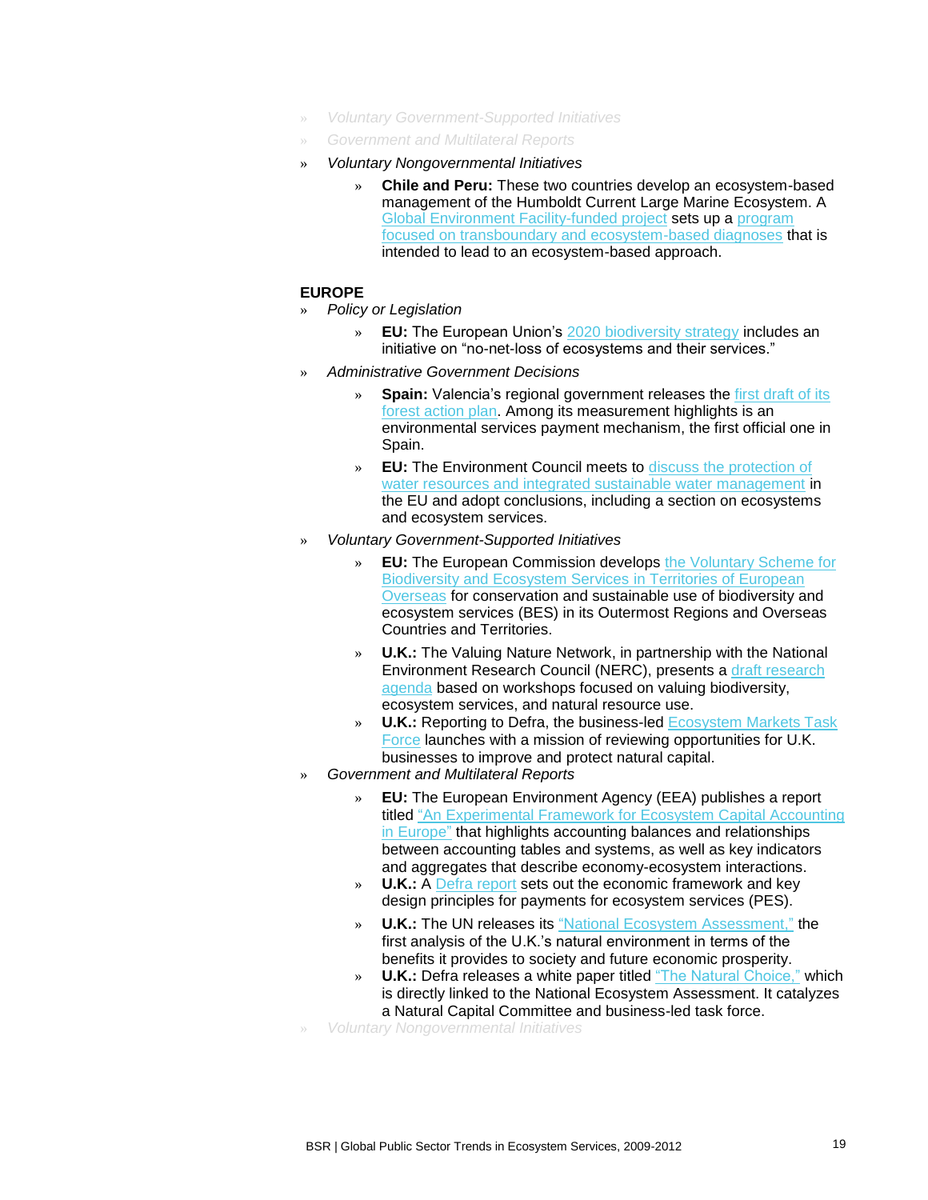- *Voluntary Government-Supported Initiatives*
- *Government and Multilateral Reports*
- *Voluntary Nongovernmental Initiatives*
  - **Chile and Peru:** These two countries develop an ecosystem-based management of the Humboldt Current Large Marine Ecosystem. A Global Environment Facility-funded project sets up a program focused on transboundary and ecosystem-based diagnoses that is intended to lead to an ecosystem-based approach.

**EUROPE**

- *Policy or Legislation*
  - **EU:** The European Union's 2020 biodiversity strategy includes an initiative on "no-net-loss of ecosystems and their services."
- *Administrative Government Decisions*
  - **Spain:** Valencia's regional government releases the first draft of its forest action plan. Among its measurement highlights is an environmental services payment mechanism, the first official one in Spain.
  - **EU:** The Environment Council meets to discuss the protection of water resources and integrated sustainable water management in the EU and adopt conclusions, including a section on ecosystems and ecosystem services.
- *Voluntary Government-Supported Initiatives*
  - **EU:** The European Commission develops the Voluntary Scheme for Biodiversity and Ecosystem Services in Territories of European Overseas for conservation and sustainable use of biodiversity and ecosystem services (BES) in its Outermost Regions and Overseas Countries and Territories.
  - **U.K.:** The Valuing Nature Network, in partnership with the National Environment Research Council (NERC), presents a draft research agenda based on workshops focused on valuing biodiversity, ecosystem services, and natural resource use.
  - **U.K.:** Reporting to Defra, the business-led Ecosystem Markets Task Force launches with a mission of reviewing opportunities for U.K. businesses to improve and protect natural capital.
- *Government and Multilateral Reports*
  - **EU:** The European Environment Agency (EEA) publishes a report titled "An Experimental Framework for Ecosystem Capital Accounting in Europe" that highlights accounting balances and relationships between accounting tables and systems, as well as key indicators and aggregates that describe economy-ecosystem interactions.
  - **U.K.:** A Defra report sets out the economic framework and key design principles for payments for ecosystem services (PES).
  - **U.K.:** The UN releases its "National Ecosystem Assessment," the first analysis of the U.K.'s natural environment in terms of the benefits it provides to society and future economic prosperity.
  - **U.K.:** Defra releases a white paper titled "The Natural Choice," which is directly linked to the National Ecosystem Assessment. It catalyzes a Natural Capital Committee and business-led task force.
- *Voluntary Nongovernmental Initiatives*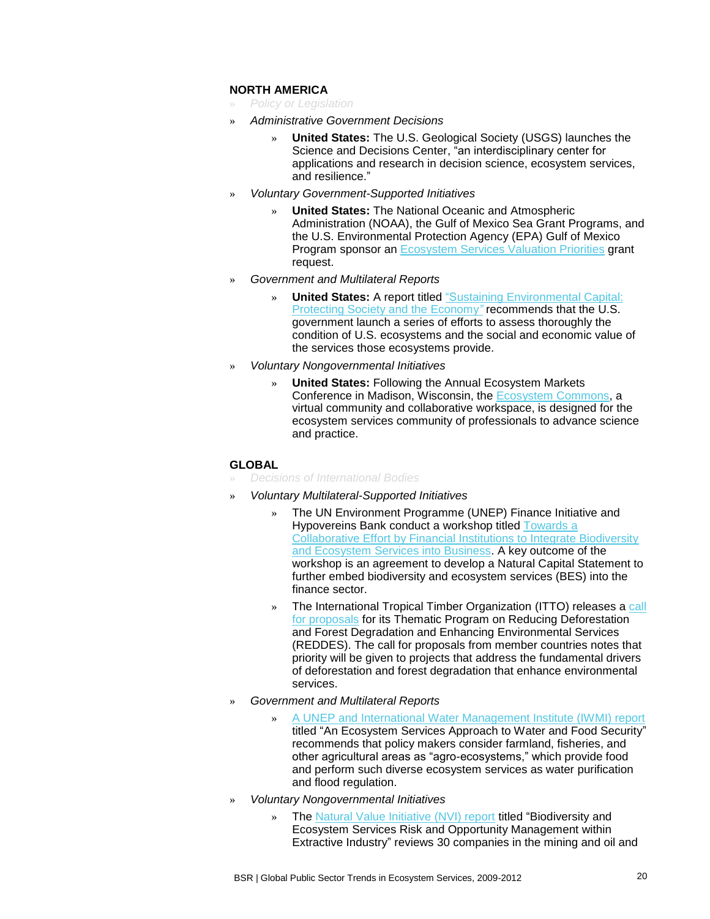**NORTH AMERICA**

- *Policy or Legislation*
- *Administrative Government Decisions*
  - **United States:** The U.S. Geological Society (USGS) launches the Science and Decisions Center, "an interdisciplinary center for applications and research in decision science, ecosystem services, and resilience."
- *Voluntary Government-Supported Initiatives*
  - **United States:** The National Oceanic and Atmospheric Administration (NOAA), the Gulf of Mexico Sea Grant Programs, and the U.S. Environmental Protection Agency (EPA) Gulf of Mexico Program sponsor an Ecosystem Services Valuation Priorities grant request.
- *Government and Multilateral Reports*
  - **United States:** A report titled "Sustaining Environmental Capital: Protecting Society and the Economy" recommends that the U.S. government launch a series of efforts to assess thoroughly the condition of U.S. ecosystems and the social and economic value of the services those ecosystems provide.
- *Voluntary Nongovernmental Initiatives*
  - **United States:** Following the Annual Ecosystem Markets Conference in Madison, Wisconsin, the Ecosystem Commons, a virtual community and collaborative workspace, is designed for the ecosystem services community of professionals to advance science and practice.

**GLOBAL**

- *Decisions of International Bodies*
- *Voluntary Multilateral-Supported Initiatives*
  - The UN Environment Programme (UNEP) Finance Initiative and Hypovereins Bank conduct a workshop titled Towards a Collaborative Effort by Financial Institutions to Integrate Biodiversity and Ecosystem Services into Business. A key outcome of the workshop is an agreement to develop a Natural Capital Statement to further embed biodiversity and ecosystem services (BES) into the finance sector.
  - The International Tropical Timber Organization (ITTO) releases a call for proposals for its Thematic Program on Reducing Deforestation and Forest Degradation and Enhancing Environmental Services (REDDES). The call for proposals from member countries notes that priority will be given to projects that address the fundamental drivers of deforestation and forest degradation that enhance environmental services.
- *Government and Multilateral Reports*
  - A UNEP and International Water Management Institute (IWMI) report titled "An Ecosystem Services Approach to Water and Food Security" recommends that policy makers consider farmland, fisheries, and other agricultural areas as "agro-ecosystems," which provide food and perform such diverse ecosystem services as water purification and flood regulation.
- *Voluntary Nongovernmental Initiatives*
  - The Natural Value Initiative (NVI) report titled "Biodiversity and Ecosystem Services Risk and Opportunity Management within Extractive Industry" reviews 30 companies in the mining and oil and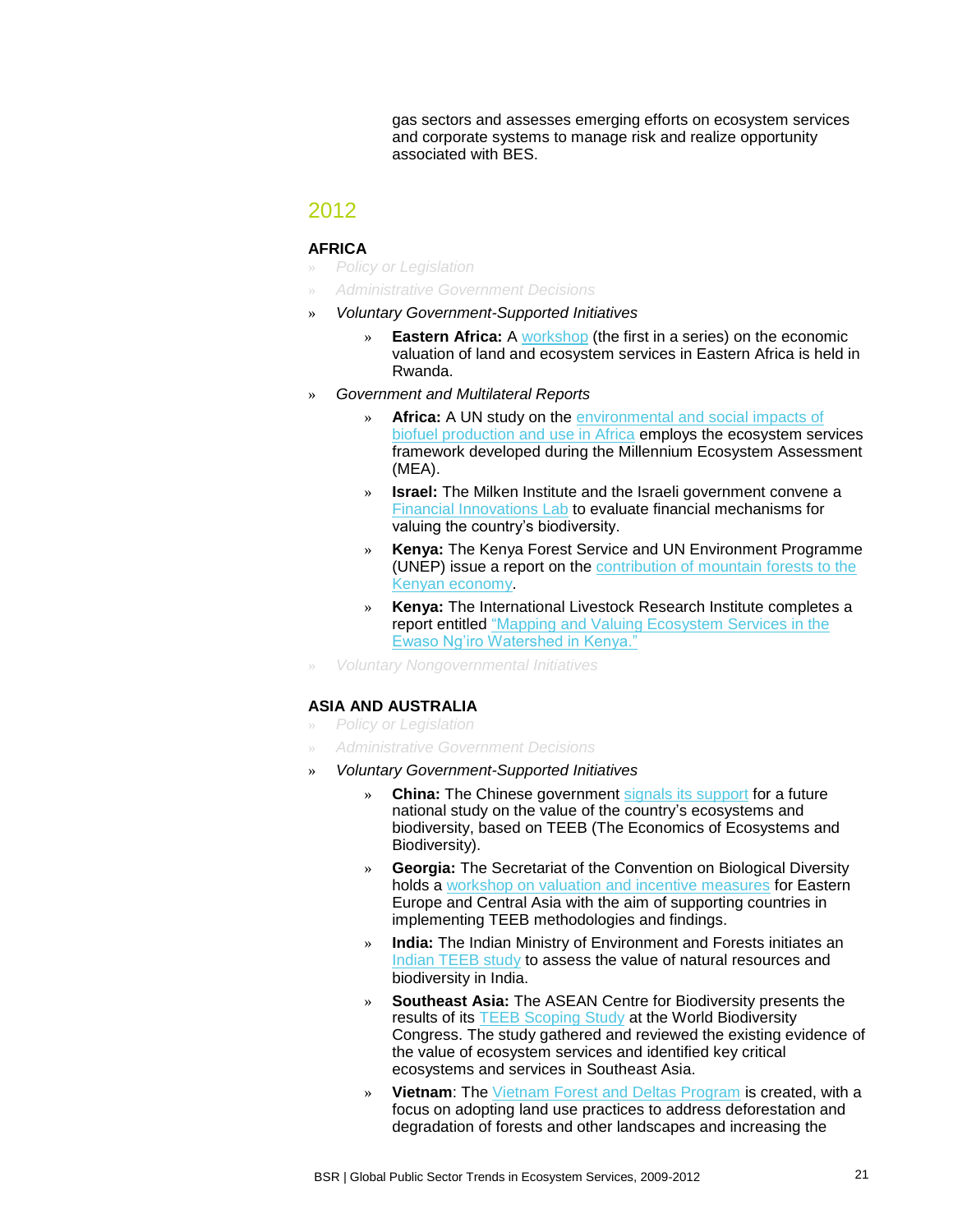gas sectors and assesses emerging efforts on ecosystem services and corporate systems to manage risk and realize opportunity associated with BES.

## 2012

### AFRICA

- *Policy or Legislation*
- *Administrative Government Decisions*
- *Voluntary Government-Supported Initiatives*
    - **Eastern Africa:** A workshop (the first in a series) on the economic valuation of land and ecosystem services in Eastern Africa is held in Rwanda.
- *Government and Multilateral Reports*
    - **Africa:** A UN study on the environmental and social impacts of biofuel production and use in Africa employs the ecosystem services framework developed during the Millennium Ecosystem Assessment (MEA).
    - **Israel:** The Milken Institute and the Israeli government convene a Financial Innovations Lab to evaluate financial mechanisms for valuing the country's biodiversity.
    - **Kenya:** The Kenya Forest Service and UN Environment Programme (UNEP) issue a report on the contribution of mountain forests to the Kenyan economy.
    - **Kenya:** The International Livestock Research Institute completes a report entitled "Mapping and Valuing Ecosystem Services in the Ewaso Ng'iro Watershed in Kenya."
- *Voluntary Nongovernmental Initiatives*

### ASIA AND AUSTRALIA

- *Policy or Legislation*
- *Administrative Government Decisions*
- *Voluntary Government-Supported Initiatives*
    - **China:** The Chinese government signals its support for a future national study on the value of the country's ecosystems and biodiversity, based on TEEB (The Economics of Ecosystems and Biodiversity).
    - **Georgia:** The Secretariat of the Convention on Biological Diversity holds a workshop on valuation and incentive measures for Eastern Europe and Central Asia with the aim of supporting countries in implementing TEEB methodologies and findings.
    - **India:** The Indian Ministry of Environment and Forests initiates an Indian TEEB study to assess the value of natural resources and biodiversity in India.
    - **Southeast Asia:** The ASEAN Centre for Biodiversity presents the results of its TEEB Scoping Study at the World Biodiversity Congress. The study gathered and reviewed the existing evidence of the value of ecosystem services and identified key critical ecosystems and services in Southeast Asia.
    - **Vietnam**: The Vietnam Forest and Deltas Program is created, with a focus on adopting land use practices to address deforestation and degradation of forests and other landscapes and increasing the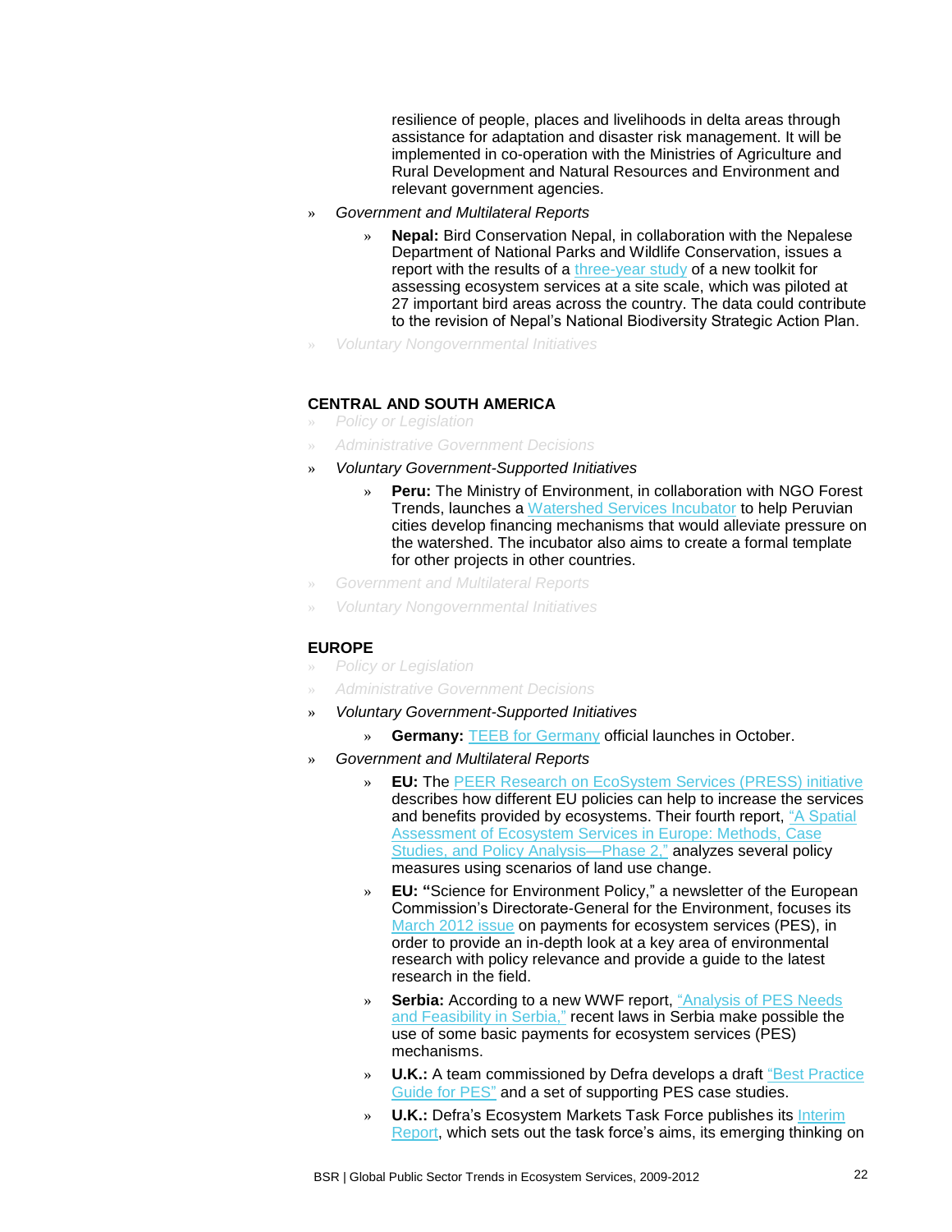resilience of people, places and livelihoods in delta areas through assistance for adaptation and disaster risk management. It will be implemented in co-operation with the Ministries of Agriculture and Rural Development and Natural Resources and Environment and relevant government agencies.

- *Government and Multilateral Reports*
  - **Nepal:** Bird Conservation Nepal, in collaboration with the Nepalese Department of National Parks and Wildlife Conservation, issues a report with the results of a three-year study of a new toolkit for assessing ecosystem services at a site scale, which was piloted at 27 important bird areas across the country. The data could contribute to the revision of Nepal's National Biodiversity Strategic Action Plan.
- *Voluntary Nongovernmental Initiatives*

### CENTRAL AND SOUTH AMERICA

- *Policy or Legislation*
- *Administrative Government Decisions*
- *Voluntary Government-Supported Initiatives*
  - **Peru:** The Ministry of Environment, in collaboration with NGO Forest Trends, launches a Watershed Services Incubator to help Peruvian cities develop financing mechanisms that would alleviate pressure on the watershed. The incubator also aims to create a formal template for other projects in other countries.
- *Government and Multilateral Reports*
- *Voluntary Nongovernmental Initiatives*

### EUROPE

- *Policy or Legislation*
- *Administrative Government Decisions*
- *Voluntary Government-Supported Initiatives*
  - **Germany:** TEEB for Germany official launches in October.
- *Government and Multilateral Reports*
  - **EU:** The PEER Research on EcoSystem Services (PRESS) initiative describes how different EU policies can help to increase the services and benefits provided by ecosystems. Their fourth report, "A Spatial Assessment of Ecosystem Services in Europe: Methods, Case Studies, and Policy Analysis—Phase 2," analyzes several policy measures using scenarios of land use change.
  - **EU: "**Science for Environment Policy," a newsletter of the European Commission's Directorate-General for the Environment, focuses its March 2012 issue on payments for ecosystem services (PES), in order to provide an in-depth look at a key area of environmental research with policy relevance and provide a guide to the latest research in the field.
  - **Serbia:** According to a new WWF report, "Analysis of PES Needs and Feasibility in Serbia," recent laws in Serbia make possible the use of some basic payments for ecosystem services (PES) mechanisms.
  - **U.K.:** A team commissioned by Defra develops a draft "Best Practice Guide for PES" and a set of supporting PES case studies.
  - **U.K.:** Defra's Ecosystem Markets Task Force publishes its Interim Report, which sets out the task force's aims, its emerging thinking on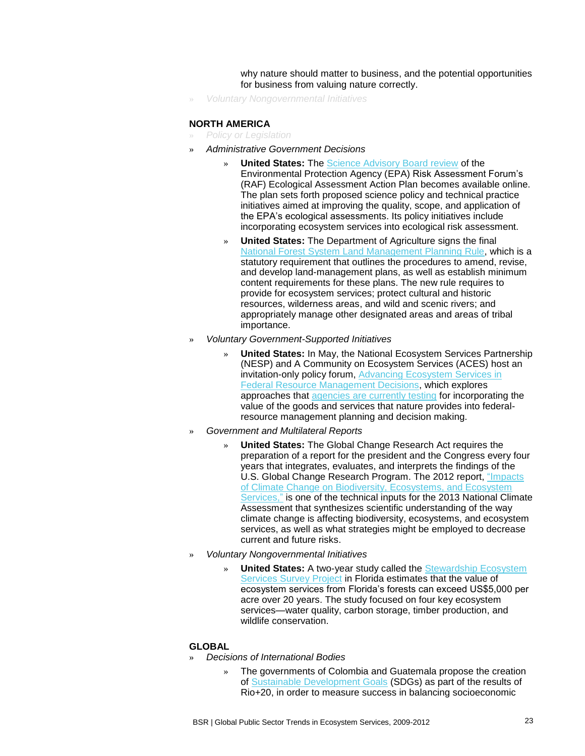why nature should matter to business, and the potential opportunities for business from valuing nature correctly.

- *Voluntary Nongovernmental Initiatives*

**NORTH AMERICA**

- *Policy or Legislation*
- *Administrative Government Decisions*
  - **United States:** The Science Advisory Board review of the Environmental Protection Agency (EPA) Risk Assessment Forum's (RAF) Ecological Assessment Action Plan becomes available online. The plan sets forth proposed science policy and technical practice initiatives aimed at improving the quality, scope, and application of the EPA's ecological assessments. Its policy initiatives include incorporating ecosystem services into ecological risk assessment.
  - **United States:** The Department of Agriculture signs the final National Forest System Land Management Planning Rule, which is a statutory requirement that outlines the procedures to amend, revise, and develop land-management plans, as well as establish minimum content requirements for these plans. The new rule requires to provide for ecosystem services; protect cultural and historic resources, wilderness areas, and wild and scenic rivers; and appropriately manage other designated areas and areas of tribal importance.
- *Voluntary Government-Supported Initiatives*
  - **United States:** In May, the National Ecosystem Services Partnership (NESP) and A Community on Ecosystem Services (ACES) host an invitation-only policy forum, Advancing Ecosystem Services in Federal Resource Management Decisions, which explores approaches that agencies are currently testing for incorporating the value of the goods and services that nature provides into federal-resource management planning and decision making.
- *Government and Multilateral Reports*
  - **United States:** The Global Change Research Act requires the preparation of a report for the president and the Congress every four years that integrates, evaluates, and interprets the findings of the U.S. Global Change Research Program. The 2012 report, "Impacts of Climate Change on Biodiversity, Ecosystems, and Ecosystem Services," is one of the technical inputs for the 2013 National Climate Assessment that synthesizes scientific understanding of the way climate change is affecting biodiversity, ecosystems, and ecosystem services, as well as what strategies might be employed to decrease current and future risks.
- *Voluntary Nongovernmental Initiatives*
  - **United States:** A two-year study called the Stewardship Ecosystem Services Survey Project in Florida estimates that the value of ecosystem services from Florida's forests can exceed US$5,000 per acre over 20 years. The study focused on four key ecosystem services—water quality, carbon storage, timber production, and wildlife conservation.

**GLOBAL**

- *Decisions of International Bodies*
  - The governments of Colombia and Guatemala propose the creation of Sustainable Development Goals (SDGs) as part of the results of Rio+20, in order to measure success in balancing socioeconomic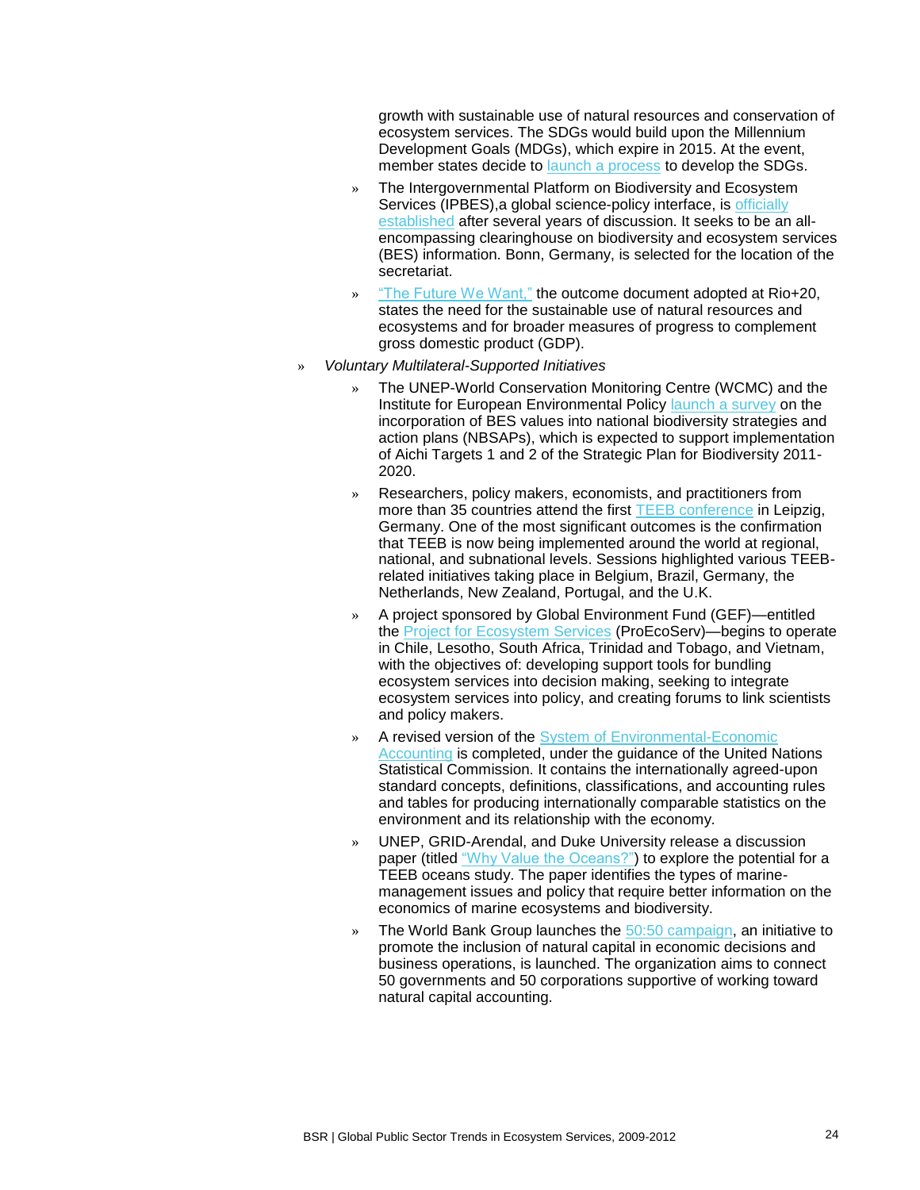growth with sustainable use of natural resources and conservation of ecosystem services. The SDGs would build upon the Millennium Development Goals (MDGs), which expire in 2015. At the event, member states decide to launch a process to develop the SDGs.

- The Intergovernmental Platform on Biodiversity and Ecosystem Services (IPBES),a global science-policy interface, is officially established after several years of discussion. It seeks to be an all-encompassing clearinghouse on biodiversity and ecosystem services (BES) information. Bonn, Germany, is selected for the location of the secretariat.
- "The Future We Want," the outcome document adopted at Rio+20, states the need for the sustainable use of natural resources and ecosystems and for broader measures of progress to complement gross domestic product (GDP).

- *Voluntary Multilateral-Supported Initiatives*
  - The UNEP-World Conservation Monitoring Centre (WCMC) and the Institute for European Environmental Policy launch a survey on the incorporation of BES values into national biodiversity strategies and action plans (NBSAPs), which is expected to support implementation of Aichi Targets 1 and 2 of the Strategic Plan for Biodiversity 2011-2020.
  - Researchers, policy makers, economists, and practitioners from more than 35 countries attend the first TEEB conference in Leipzig, Germany. One of the most significant outcomes is the confirmation that TEEB is now being implemented around the world at regional, national, and subnational levels. Sessions highlighted various TEEB-related initiatives taking place in Belgium, Brazil, Germany, the Netherlands, New Zealand, Portugal, and the U.K.
  - A project sponsored by Global Environment Fund (GEF)—entitled the Project for Ecosystem Services (ProEcoServ)—begins to operate in Chile, Lesotho, South Africa, Trinidad and Tobago, and Vietnam, with the objectives of: developing support tools for bundling ecosystem services into decision making, seeking to integrate ecosystem services into policy, and creating forums to link scientists and policy makers.
  - A revised version of the System of Environmental-Economic Accounting is completed, under the guidance of the United Nations Statistical Commission. It contains the internationally agreed-upon standard concepts, definitions, classifications, and accounting rules and tables for producing internationally comparable statistics on the environment and its relationship with the economy.
  - UNEP, GRID-Arendal, and Duke University release a discussion paper (titled "Why Value the Oceans?") to explore the potential for a TEEB oceans study. The paper identifies the types of marine-management issues and policy that require better information on the economics of marine ecosystems and biodiversity.
  - The World Bank Group launches the 50:50 campaign, an initiative to promote the inclusion of natural capital in economic decisions and business operations, is launched. The organization aims to connect 50 governments and 50 corporations supportive of working toward natural capital accounting.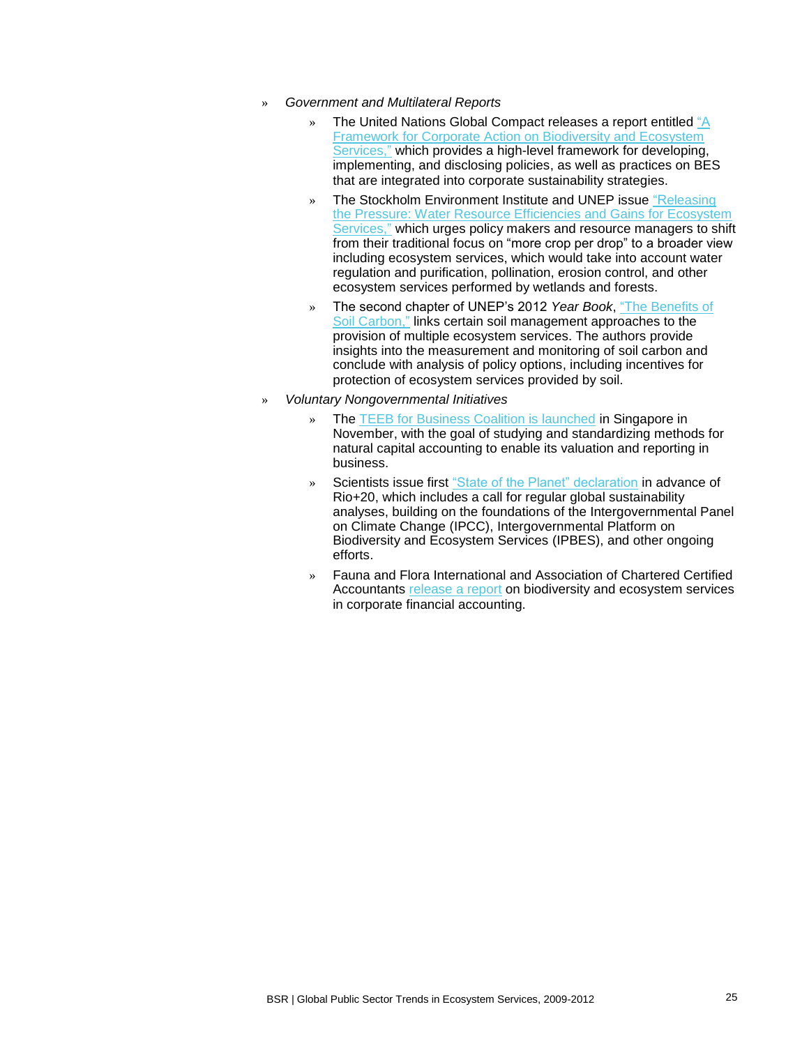- *Government and Multilateral Reports*
  - The United Nations Global Compact releases a report entitled "A Framework for Corporate Action on Biodiversity and Ecosystem Services," which provides a high-level framework for developing, implementing, and disclosing policies, as well as practices on BES that are integrated into corporate sustainability strategies.
  - The Stockholm Environment Institute and UNEP issue "Releasing the Pressure: Water Resource Efficiencies and Gains for Ecosystem Services," which urges policy makers and resource managers to shift from their traditional focus on "more crop per drop" to a broader view including ecosystem services, which would take into account water regulation and purification, pollination, erosion control, and other ecosystem services performed by wetlands and forests.
  - The second chapter of UNEP's 2012 *Year Book*, "The Benefits of Soil Carbon," links certain soil management approaches to the provision of multiple ecosystem services. The authors provide insights into the measurement and monitoring of soil carbon and conclude with analysis of policy options, including incentives for protection of ecosystem services provided by soil.
- *Voluntary Nongovernmental Initiatives*
  - The TEEB for Business Coalition is launched in Singapore in November, with the goal of studying and standardizing methods for natural capital accounting to enable its valuation and reporting in business.
  - Scientists issue first "State of the Planet" declaration in advance of Rio+20, which includes a call for regular global sustainability analyses, building on the foundations of the Intergovernmental Panel on Climate Change (IPCC), Intergovernmental Platform on Biodiversity and Ecosystem Services (IPBES), and other ongoing efforts.
  - Fauna and Flora International and Association of Chartered Certified Accountants release a report on biodiversity and ecosystem services in corporate financial accounting.